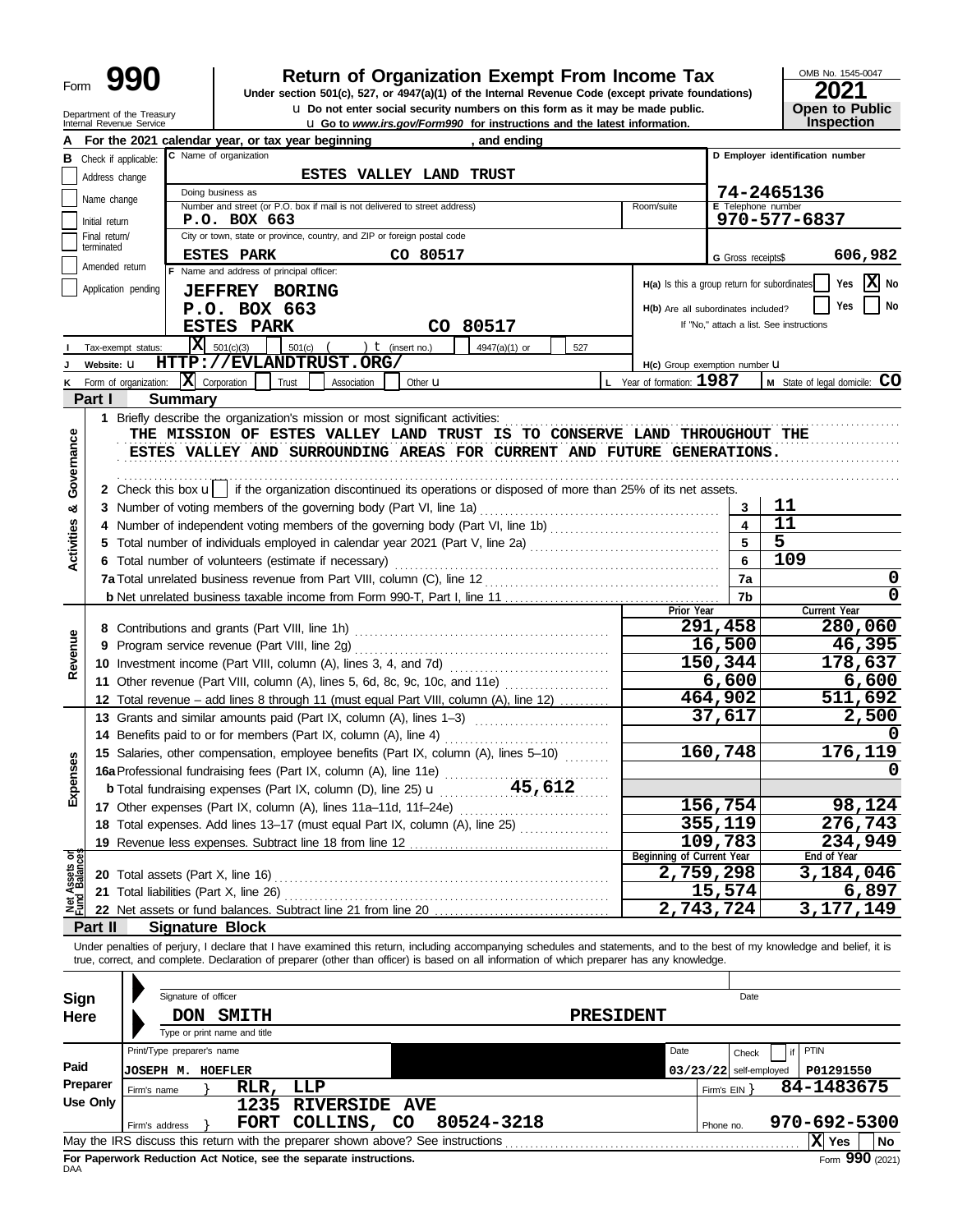Form **990**

# Return of Organization Exempt From Income Tax

Under section 501(c), 527, or 4947(a)(1) of the Internal Revenue Code (except private foundations)

u Do not enter social security numbers on this form as it may be made public.

u Go to *www.irs.gov/Form990* for instructions and the latest information.

OMB No. 1545-0047

**2021**

**Open to Public Inspection**

Department of the Treasury
Internal Revenue Service

**A** For the 2021 calendar year, or tax year beginning , and ending

**B** Check if applicable:
- Address change
- Name change
- Initial return
- Final return/terminated
- Amended return
- Application pending

**C** Name of organization: **ESTES VALLEY LAND TRUST**

Doing business as

Number and street (or P.O. box if mail is not delivered to street address): **P.O. BOX 663** Room/suite

City or town, state or province, country, and ZIP or foreign postal code: **ESTES PARK CO 80517**

**D** Employer identification number: **74-2465136**

**E** Telephone number: **970-577-6837**

**G** Gross receipts$ **606,982**

**F** Name and address of principal officer:
**JEFFREY BORING**
**P.O. BOX 663**
**ESTES PARK CO 80517**

**H(a)** Is this a group return for subordinates? Yes [ ] No [X]

**H(b)** Are all subordinates included? Yes [ ] No [ ]
If "No," attach a list. See instructions

**I** Tax-exempt status: [X] 501(c)(3) [ ] 501(c) ( ) t (insert no.) [ ] 4947(a)(1) or [ ] 527

**J** Website: u **HTTP://EVLANDTRUST.ORG/**

**H(c)** Group exemption number u

**K** Form of organization: [X] Corporation [ ] Trust [ ] Association [ ] Other u

**L** Year of formation: **1987**

**M** State of legal domicile: **CO**

## Part I Summary

**Activities & Governance**

1 Briefly describe the organization's mission or most significant activities:
THE MISSION OF ESTES VALLEY LAND TRUST IS TO CONSERVE LAND THROUGHOUT THE ESTES VALLEY AND SURROUNDING AREAS FOR CURRENT AND FUTURE GENERATIONS.

2 Check this box u [ ] if the organization discontinued its operations or disposed of more than 25% of its net assets.

| | | | |
|---|---|---|---|
| 3 | Number of voting members of the governing body (Part VI, line 1a) | 3 | 11 |
| 4 | Number of independent voting members of the governing body (Part VI, line 1b) | 4 | 11 |
| 5 | Total number of individuals employed in calendar year 2021 (Part V, line 2a) | 5 | 5 |
| 6 | Total number of volunteers (estimate if necessary) | 6 | 109 |
| 7a | Total unrelated business revenue from Part VIII, column (C), line 12 | 7a | 0 |
| b | Net unrelated business taxable income from Form 990-T, Part I, line 11 | 7b | 0 |

| | | Prior Year | Current Year |
|---|---|---|---|
| **Revenue** | | | |
| 8 | Contributions and grants (Part VIII, line 1h) | 291,458 | 280,060 |
| 9 | Program service revenue (Part VIII, line 2g) | 16,500 | 46,395 |
| 10 | Investment income (Part VIII, column (A), lines 3, 4, and 7d) | 150,344 | 178,637 |
| 11 | Other revenue (Part VIII, column (A), lines 5, 6d, 8c, 9c, 10c, and 11e) | 6,600 | 6,600 |
| 12 | Total revenue – add lines 8 through 11 (must equal Part VIII, column (A), line 12) | 464,902 | 511,692 |
| **Expenses** | | | |
| 13 | Grants and similar amounts paid (Part IX, column (A), lines 1–3) | 37,617 | 2,500 |
| 14 | Benefits paid to or for members (Part IX, column (A), line 4) | | 0 |
| 15 | Salaries, other compensation, employee benefits (Part IX, column (A), lines 5–10) | 160,748 | 176,119 |
| 16a | Professional fundraising fees (Part IX, column (A), line 11e) | | 0 |
| b | Total fundraising expenses (Part IX, column (D), line 25) u 45,612 | | |
| 17 | Other expenses (Part IX, column (A), lines 11a–11d, 11f–24e) | 156,754 | 98,124 |
| 18 | Total expenses. Add lines 13–17 (must equal Part IX, column (A), line 25) | 355,119 | 276,743 |
| 19 | Revenue less expenses. Subtract line 18 from line 12 | 109,783 | 234,949 |
| **Net Assets or Fund Balances** | | Beginning of Current Year | End of Year |
| 20 | Total assets (Part X, line 16) | 2,759,298 | 3,184,046 |
| 21 | Total liabilities (Part X, line 26) | 15,574 | 6,897 |
| 22 | Net assets or fund balances. Subtract line 21 from line 20 | 2,743,724 | 3,177,149 |

## Part II Signature Block

Under penalties of perjury, I declare that I have examined this return, including accompanying schedules and statements, and to the best of my knowledge and belief, it is true, correct, and complete. Declaration of preparer (other than officer) is based on all information of which preparer has any knowledge.

**Sign Here**

Signature of officer — Date

**DON SMITH** — **PRESIDENT**

Type or print name and title

**Paid Preparer Use Only**

| Print/Type preparer's name | Preparer's signature | Date | Check if self-employed | PTIN |
|---|---|---|---|---|
| JOSEPH M. HOEFLER | | 03/23/22 | | P01291550 |

Firm's name } **RLR, LLP** — Firm's EIN } **84-1483675**

Firm's address } **1235 RIVERSIDE AVE FORT COLLINS, CO 80524-3218** — Phone no. **970-692-5300**

May the IRS discuss this return with the preparer shown above? See instructions [X] Yes [ ] No

**For Paperwork Reduction Act Notice, see the separate instructions.**

DAA Form **990** (2021)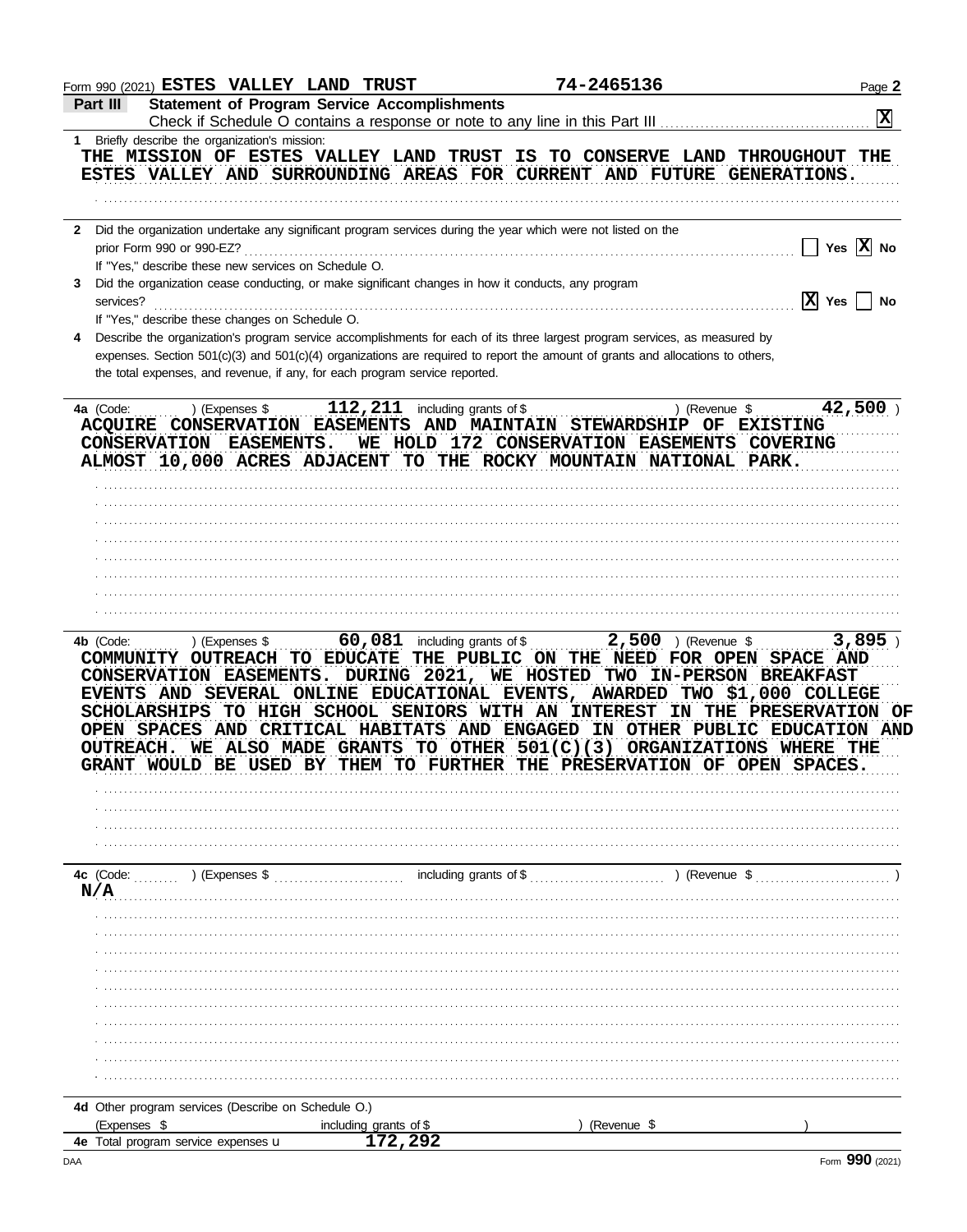Form 990 (2021) **ESTES VALLEY LAND TRUST** **74-2465136** Page **2**

## Part III Statement of Program Service Accomplishments

Check if Schedule O contains a response or note to any line in this Part III . . . . . . . . . . . . . . . . . . . . . . . . . . . . . . . . . . . . . . [X]

**1** Briefly describe the organization's mission:

THE MISSION OF ESTES VALLEY LAND TRUST IS TO CONSERVE LAND THROUGHOUT THE ESTES VALLEY AND SURROUNDING AREAS FOR CURRENT AND FUTURE GENERATIONS.

**2** Did the organization undertake any significant program services during the year which were not listed on the prior Form 990 or 990-EZ? . . . . . . . . . . [ ] Yes [X] No

If "Yes," describe these new services on Schedule O.

**3** Did the organization cease conducting, or make significant changes in how it conducts, any program services? . . . . . . . . . . [X] Yes [ ] No

If "Yes," describe these changes on Schedule O.

**4** Describe the organization's program service accomplishments for each of its three largest program services, as measured by expenses. Section 501(c)(3) and 501(c)(4) organizations are required to report the amount of grants and allocations to others, the total expenses, and revenue, if any, for each program service reported.

**4a** (Code: ) (Expenses $ **112,211** including grants of $ ) (Revenue $ **42,500** )

ACQUIRE CONSERVATION EASEMENTS AND MAINTAIN STEWARDSHIP OF EXISTING CONSERVATION EASEMENTS. WE HOLD 172 CONSERVATION EASEMENTS COVERING ALMOST 10,000 ACRES ADJACENT TO THE ROCKY MOUNTAIN NATIONAL PARK.

**4b** (Code: ) (Expenses $ **60,081** including grants of $ **2,500** ) (Revenue $ **3,895** )

COMMUNITY OUTREACH TO EDUCATE THE PUBLIC ON THE NEED FOR OPEN SPACE AND CONSERVATION EASEMENTS. DURING 2021, WE HOSTED TWO IN-PERSON BREAKFAST EVENTS AND SEVERAL ONLINE EDUCATIONAL EVENTS, AWARDED TWO $1,000 COLLEGE SCHOLARSHIPS TO HIGH SCHOOL SENIORS WITH AN INTEREST IN THE PRESERVATION OF OPEN SPACES AND CRITICAL HABITATS AND ENGAGED IN OTHER PUBLIC EDUCATION AND OUTREACH. WE ALSO MADE GRANTS TO OTHER 501(C)(3) ORGANIZATIONS WHERE THE GRANT WOULD BE USED BY THEM TO FURTHER THE PRESERVATION OF OPEN SPACES.

**4c** (Code: ) (Expenses $ including grants of $ ) (Revenue $ )

N/A

**4d** Other program services (Describe on Schedule O.)

(Expenses $ including grants of $ ) (Revenue $ )

**4e** Total program service expenses **172,292**

DAA Form **990** (2021)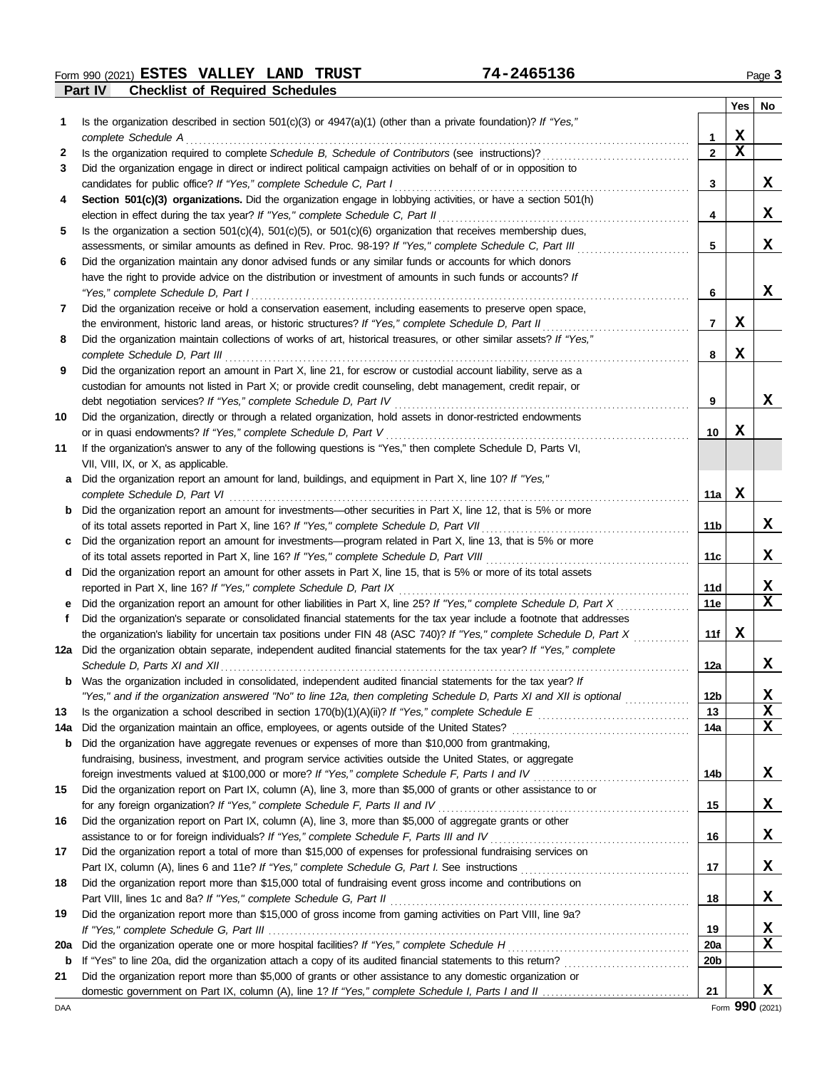Form 990 (2021) **ESTES VALLEY LAND TRUST** **74-2465136**

## Part IV Checklist of Required Schedules

| | | | Yes | No |
|---|---|---|---|---|
| **1** | Is the organization described in section 501(c)(3) or 4947(a)(1) (other than a private foundation)? *If "Yes," complete Schedule A* | 1 | X | |
| **2** | Is the organization required to complete *Schedule B, Schedule of Contributors* (see instructions)? | 2 | X | |
| **3** | Did the organization engage in direct or indirect political campaign activities on behalf of or in opposition to candidates for public office? *If "Yes," complete Schedule C, Part I* | 3 | | X |
| **4** | **Section 501(c)(3) organizations.** Did the organization engage in lobbying activities, or have a section 501(h) election in effect during the tax year? *If "Yes," complete Schedule C, Part II* | 4 | | X |
| **5** | Is the organization a section 501(c)(4), 501(c)(5), or 501(c)(6) organization that receives membership dues, assessments, or similar amounts as defined in Rev. Proc. 98-19? *If "Yes," complete Schedule C, Part III* | 5 | | X |
| **6** | Did the organization maintain any donor advised funds or any similar funds or accounts for which donors have the right to provide advice on the distribution or investment of amounts in such funds or accounts? *If "Yes," complete Schedule D, Part I* | 6 | | X |
| **7** | Did the organization receive or hold a conservation easement, including easements to preserve open space, the environment, historic land areas, or historic structures? *If "Yes," complete Schedule D, Part II* | 7 | X | |
| **8** | Did the organization maintain collections of works of art, historical treasures, or other similar assets? *If "Yes," complete Schedule D, Part III* | 8 | X | |
| **9** | Did the organization report an amount in Part X, line 21, for escrow or custodial account liability, serve as a custodian for amounts not listed in Part X; or provide credit counseling, debt management, credit repair, or debt negotiation services? *If "Yes," complete Schedule D, Part IV* | 9 | | X |
| **10** | Did the organization, directly or through a related organization, hold assets in donor-restricted endowments or in quasi endowments? *If "Yes," complete Schedule D, Part V* | 10 | X | |
| **11** | If the organization's answer to any of the following questions is "Yes," then complete Schedule D, Parts VI, VII, VIII, IX, or X, as applicable. | | | |
| **a** | Did the organization report an amount for land, buildings, and equipment in Part X, line 10? *If "Yes," complete Schedule D, Part VI* | 11a | X | |
| **b** | Did the organization report an amount for investments—other securities in Part X, line 12, that is 5% or more of its total assets reported in Part X, line 16? *If "Yes," complete Schedule D, Part VII* | 11b | | X |
| **c** | Did the organization report an amount for investments—program related in Part X, line 13, that is 5% or more of its total assets reported in Part X, line 16? *If "Yes," complete Schedule D, Part VIII* | 11c | | X |
| **d** | Did the organization report an amount for other assets in Part X, line 15, that is 5% or more of its total assets reported in Part X, line 16? *If "Yes," complete Schedule D, Part IX* | 11d | | X |
| **e** | Did the organization report an amount for other liabilities in Part X, line 25? *If "Yes," complete Schedule D, Part X* | 11e | | X |
| **f** | Did the organization's separate or consolidated financial statements for the tax year include a footnote that addresses the organization's liability for uncertain tax positions under FIN 48 (ASC 740)? *If "Yes," complete Schedule D, Part X* | 11f | X | |
| **12a** | Did the organization obtain separate, independent audited financial statements for the tax year? *If "Yes," complete Schedule D, Parts XI and XII* | 12a | | X |
| **b** | Was the organization included in consolidated, independent audited financial statements for the tax year? *If "Yes," and if the organization answered "No" to line 12a, then completing Schedule D, Parts XI and XII is optional* | 12b | | X |
| **13** | Is the organization a school described in section 170(b)(1)(A)(ii)? *If "Yes," complete Schedule E* | 13 | | X |
| **14a** | Did the organization maintain an office, employees, or agents outside of the United States? | 14a | | X |
| **b** | Did the organization have aggregate revenues or expenses of more than $10,000 from grantmaking, fundraising, business, investment, and program service activities outside the United States, or aggregate foreign investments valued at $100,000 or more? *If "Yes," complete Schedule F, Parts I and IV* | 14b | | X |
| **15** | Did the organization report on Part IX, column (A), line 3, more than $5,000 of grants or other assistance to or for any foreign organization? *If "Yes," complete Schedule F, Parts II and IV* | 15 | | X |
| **16** | Did the organization report on Part IX, column (A), line 3, more than $5,000 of aggregate grants or other assistance to or for foreign individuals? *If "Yes," complete Schedule F, Parts III and IV* | 16 | | X |
| **17** | Did the organization report a total of more than $15,000 of expenses for professional fundraising services on Part IX, column (A), lines 6 and 11e? *If "Yes," complete Schedule G, Part I.* See instructions | 17 | | X |
| **18** | Did the organization report more than $15,000 total of fundraising event gross income and contributions on Part VIII, lines 1c and 8a? *If "Yes," complete Schedule G, Part II* | 18 | | X |
| **19** | Did the organization report more than $15,000 of gross income from gaming activities on Part VIII, line 9a? *If "Yes," complete Schedule G, Part III* | 19 | | X |
| **20a** | Did the organization operate one or more hospital facilities? *If "Yes," complete Schedule H* | 20a | | X |
| **b** | If "Yes" to line 20a, did the organization attach a copy of its audited financial statements to this return? | 20b | | |
| **21** | Did the organization report more than $5,000 of grants or other assistance to any domestic organization or domestic government on Part IX, column (A), line 1? *If "Yes," complete Schedule I, Parts I and II* | 21 | | X |

DAA Form **990** (2021)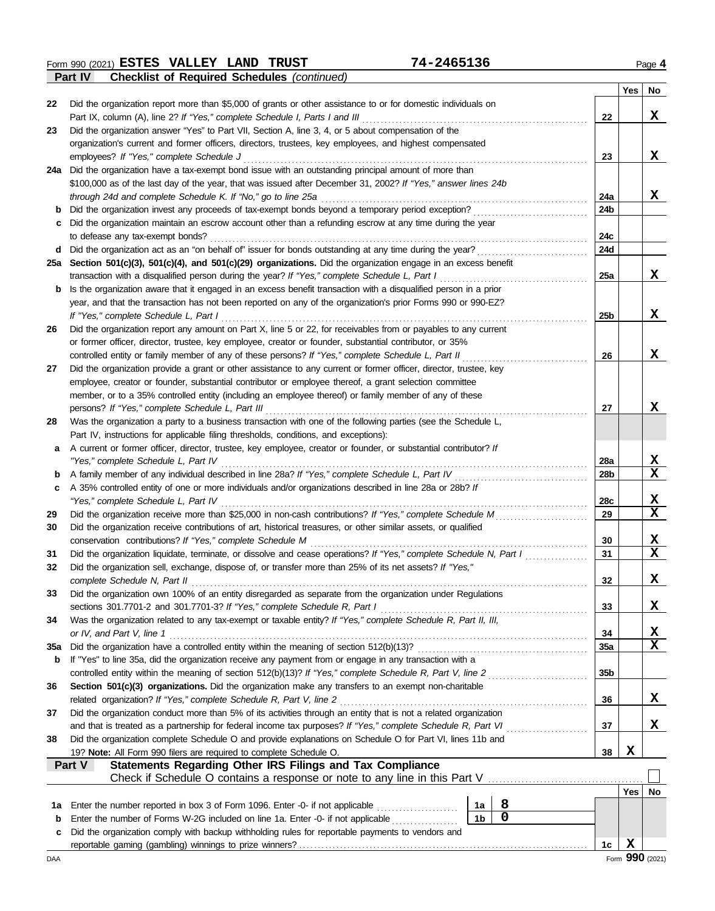Form 990 (2021) **ESTES VALLEY LAND TRUST** **74-2465136** Page 4

## Part IV Checklist of Required Schedules *(continued)*

| | | | Yes | No |
|---|---|---|---|---|
| 22 | Did the organization report more than $5,000 of grants or other assistance to or for domestic individuals on Part IX, column (A), line 2? *If "Yes," complete Schedule I, Parts I and III* | 22 | | X |
| 23 | Did the organization answer "Yes" to Part VII, Section A, line 3, 4, or 5 about compensation of the organization's current and former officers, directors, trustees, key employees, and highest compensated employees? *If "Yes," complete Schedule J* | 23 | | X |
| 24a | Did the organization have a tax-exempt bond issue with an outstanding principal amount of more than $100,000 as of the last day of the year, that was issued after December 31, 2002? *If "Yes," answer lines 24b through 24d and complete Schedule K. If "No," go to line 25a* | 24a | | X |
| b | Did the organization invest any proceeds of tax-exempt bonds beyond a temporary period exception? | 24b | | |
| c | Did the organization maintain an escrow account other than a refunding escrow at any time during the year to defease any tax-exempt bonds? | 24c | | |
| d | Did the organization act as an "on behalf of" issuer for bonds outstanding at any time during the year? | 24d | | |
| 25a | **Section 501(c)(3), 501(c)(4), and 501(c)(29) organizations.** Did the organization engage in an excess benefit transaction with a disqualified person during the year? *If "Yes," complete Schedule L, Part I* | 25a | | X |
| b | Is the organization aware that it engaged in an excess benefit transaction with a disqualified person in a prior year, and that the transaction has not been reported on any of the organization's prior Forms 990 or 990-EZ? *If "Yes," complete Schedule L, Part I* | 25b | | X |
| 26 | Did the organization report any amount on Part X, line 5 or 22, for receivables from or payables to any current or former officer, director, trustee, key employee, creator or founder, substantial contributor, or 35% controlled entity or family member of any of these persons? *If "Yes," complete Schedule L, Part II* | 26 | | X |
| 27 | Did the organization provide a grant or other assistance to any current or former officer, director, trustee, key employee, creator or founder, substantial contributor or employee thereof, a grant selection committee member, or to a 35% controlled entity (including an employee thereof) or family member of any of these persons? *If "Yes," complete Schedule L, Part III* | 27 | | X |
| 28 | Was the organization a party to a business transaction with one of the following parties (see the Schedule L, Part IV, instructions for applicable filing thresholds, conditions, and exceptions): | | | |
| a | A current or former officer, director, trustee, key employee, creator or founder, or substantial contributor? *If "Yes," complete Schedule L, Part IV* | 28a | | X |
| b | A family member of any individual described in line 28a? *If "Yes," complete Schedule L, Part IV* | 28b | | X |
| c | A 35% controlled entity of one or more individuals and/or organizations described in line 28a or 28b? *If "Yes," complete Schedule L, Part IV* | 28c | | X |
| 29 | Did the organization receive more than $25,000 in non-cash contributions? *If "Yes," complete Schedule M* | 29 | | X |
| 30 | Did the organization receive contributions of art, historical treasures, or other similar assets, or qualified conservation contributions? *If "Yes," complete Schedule M* | 30 | | X |
| 31 | Did the organization liquidate, terminate, or dissolve and cease operations? *If "Yes," complete Schedule N, Part I* | 31 | | X |
| 32 | Did the organization sell, exchange, dispose of, or transfer more than 25% of its net assets? *If "Yes," complete Schedule N, Part II* | 32 | | X |
| 33 | Did the organization own 100% of an entity disregarded as separate from the organization under Regulations sections 301.7701-2 and 301.7701-3? *If "Yes," complete Schedule R, Part I* | 33 | | X |
| 34 | Was the organization related to any tax-exempt or taxable entity? *If "Yes," complete Schedule R, Part II, III, or IV, and Part V, line 1* | 34 | | X |
| 35a | Did the organization have a controlled entity within the meaning of section 512(b)(13)? | 35a | | X |
| b | If "Yes" to line 35a, did the organization receive any payment from or engage in any transaction with a controlled entity within the meaning of section 512(b)(13)? *If "Yes," complete Schedule R, Part V, line 2* | 35b | | |
| 36 | **Section 501(c)(3) organizations.** Did the organization make any transfers to an exempt non-charitable related organization? *If "Yes," complete Schedule R, Part V, line 2* | 36 | | X |
| 37 | Did the organization conduct more than 5% of its activities through an entity that is not a related organization and that is treated as a partnership for federal income tax purposes? *If "Yes," complete Schedule R, Part VI* | 37 | | X |
| 38 | Did the organization complete Schedule O and provide explanations on Schedule O for Part VI, lines 11b and 19? **Note:** All Form 990 filers are required to complete Schedule O. | 38 | X | |

## Part V Statements Regarding Other IRS Filings and Tax Compliance

Check if Schedule O contains a response or note to any line in this Part V ☐

| | | | | | Yes | No |
|---|---|---|---|---|---|---|
| 1a | Enter the number reported in box 3 of Form 1096. Enter -0- if not applicable | 1a | 8 | | | |
| b | Enter the number of Forms W-2G included on line 1a. Enter -0- if not applicable | 1b | 0 | | | |
| c | Did the organization comply with backup withholding rules for reportable payments to vendors and reportable gaming (gambling) winnings to prize winners? | | | 1c | X | |

DAA Form **990** (2021)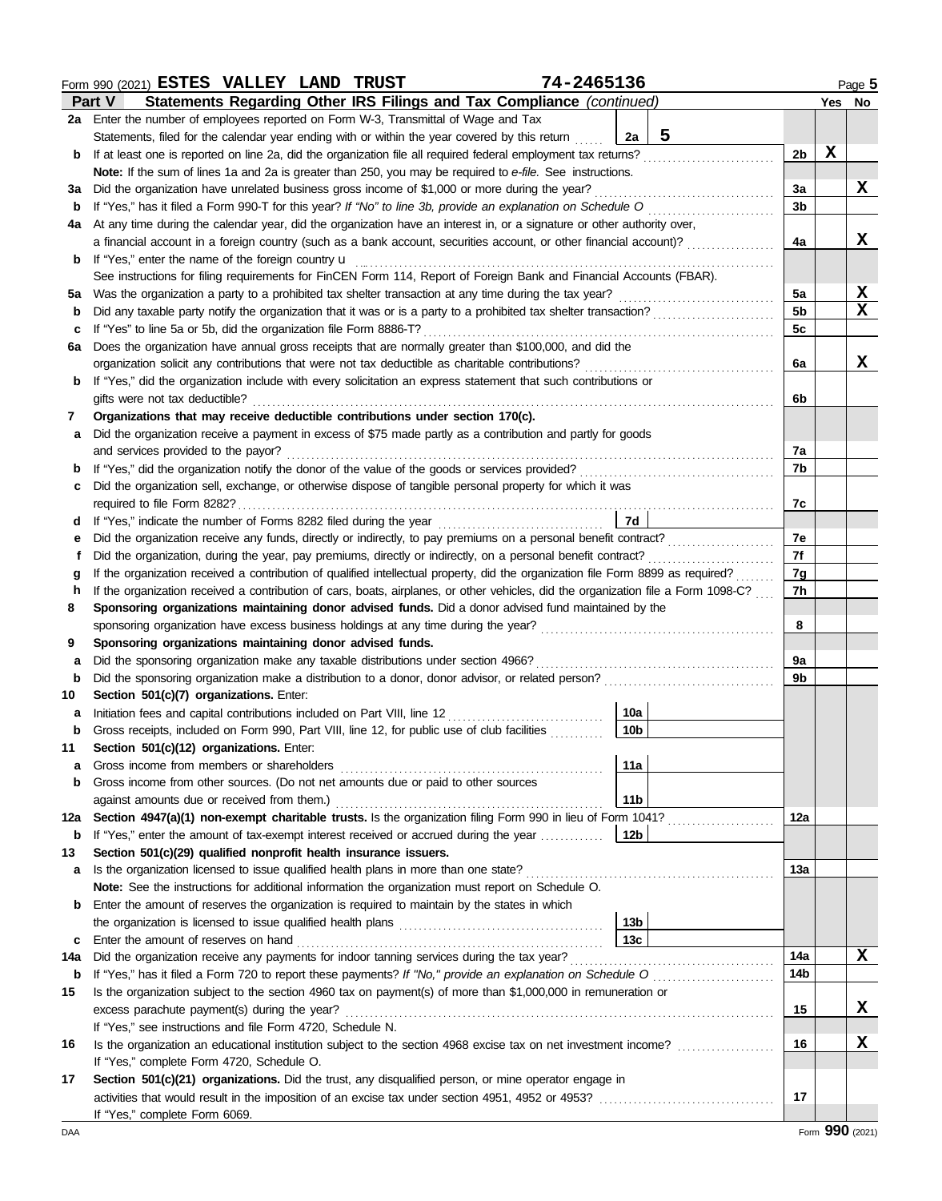Form 990 (2021) **ESTES VALLEY LAND TRUST** **74-2465136** Page **5**

## Part V Statements Regarding Other IRS Filings and Tax Compliance *(continued)*

| | | | | Line | Yes | No |
|---|---|---|---|---|---|---|
| **2a** | Enter the number of employees reported on Form W-3, Transmittal of Wage and Tax Statements, filed for the calendar year ending with or within the year covered by this return | 2a | 5 | | | |
| **b** | If at least one is reported on line 2a, did the organization file all required federal employment tax returns? | | | 2b | X | |
| | **Note:** If the sum of lines 1a and 2a is greater than 250, you may be required to *e-file.* See instructions. | | | | | |
| **3a** | Did the organization have unrelated business gross income of $1,000 or more during the year? | | | 3a | | X |
| **b** | If "Yes," has it filed a Form 990-T for this year? *If "No" to line 3b, provide an explanation on Schedule O* | | | 3b | | |
| **4a** | At any time during the calendar year, did the organization have an interest in, or a signature or other authority over, a financial account in a foreign country (such as a bank account, securities account, or other financial account)? | | | 4a | | X |
| **b** | If "Yes," enter the name of the foreign country u | | | | | |
| | See instructions for filing requirements for FinCEN Form 114, Report of Foreign Bank and Financial Accounts (FBAR). | | | | | |
| **5a** | Was the organization a party to a prohibited tax shelter transaction at any time during the tax year? | | | 5a | | X |
| **b** | Did any taxable party notify the organization that it was or is a party to a prohibited tax shelter transaction? | | | 5b | | X |
| **c** | If "Yes" to line 5a or 5b, did the organization file Form 8886-T? | | | 5c | | |
| **6a** | Does the organization have annual gross receipts that are normally greater than $100,000, and did the organization solicit any contributions that were not tax deductible as charitable contributions? | | | 6a | | X |
| **b** | If "Yes," did the organization include with every solicitation an express statement that such contributions or gifts were not tax deductible? | | | 6b | | |
| **7** | **Organizations that may receive deductible contributions under section 170(c).** | | | | | |
| **a** | Did the organization receive a payment in excess of $75 made partly as a contribution and partly for goods and services provided to the payor? | | | 7a | | |
| **b** | If "Yes," did the organization notify the donor of the value of the goods or services provided? | | | 7b | | |
| **c** | Did the organization sell, exchange, or otherwise dispose of tangible personal property for which it was required to file Form 8282? | | | 7c | | |
| **d** | If "Yes," indicate the number of Forms 8282 filed during the year | 7d | | | | |
| **e** | Did the organization receive any funds, directly or indirectly, to pay premiums on a personal benefit contract? | | | 7e | | |
| **f** | Did the organization, during the year, pay premiums, directly or indirectly, on a personal benefit contract? | | | 7f | | |
| **g** | If the organization received a contribution of qualified intellectual property, did the organization file Form 8899 as required? | | | 7g | | |
| **h** | If the organization received a contribution of cars, boats, airplanes, or other vehicles, did the organization file a Form 1098-C? | | | 7h | | |
| **8** | **Sponsoring organizations maintaining donor advised funds.** Did a donor advised fund maintained by the sponsoring organization have excess business holdings at any time during the year? | | | 8 | | |
| **9** | **Sponsoring organizations maintaining donor advised funds.** | | | | | |
| **a** | Did the sponsoring organization make any taxable distributions under section 4966? | | | 9a | | |
| **b** | Did the sponsoring organization make a distribution to a donor, donor advisor, or related person? | | | 9b | | |
| **10** | **Section 501(c)(7) organizations.** Enter: | | | | | |
| **a** | Initiation fees and capital contributions included on Part VIII, line 12 | 10a | | | | |
| **b** | Gross receipts, included on Form 990, Part VIII, line 12, for public use of club facilities | 10b | | | | |
| **11** | **Section 501(c)(12) organizations.** Enter: | | | | | |
| **a** | Gross income from members or shareholders | 11a | | | | |
| **b** | Gross income from other sources. (Do not net amounts due or paid to other sources against amounts due or received from them.) | 11b | | | | |
| **12a** | **Section 4947(a)(1) non-exempt charitable trusts.** Is the organization filing Form 990 in lieu of Form 1041? | | | 12a | | |
| **b** | If "Yes," enter the amount of tax-exempt interest received or accrued during the year | 12b | | | | |
| **13** | **Section 501(c)(29) qualified nonprofit health insurance issuers.** | | | | | |
| **a** | Is the organization licensed to issue qualified health plans in more than one state? | | | 13a | | |
| | **Note:** See the instructions for additional information the organization must report on Schedule O. | | | | | |
| **b** | Enter the amount of reserves the organization is required to maintain by the states in which the organization is licensed to issue qualified health plans | 13b | | | | |
| **c** | Enter the amount of reserves on hand | 13c | | | | |
| **14a** | Did the organization receive any payments for indoor tanning services during the tax year? | | | 14a | | X |
| **b** | If "Yes," has it filed a Form 720 to report these payments? *If "No," provide an explanation on Schedule O* | | | 14b | | |
| **15** | Is the organization subject to the section 4960 tax on payment(s) of more than $1,000,000 in remuneration or excess parachute payment(s) during the year? | | | 15 | | X |
| | If "Yes," see instructions and file Form 4720, Schedule N. | | | | | |
| **16** | Is the organization an educational institution subject to the section 4968 excise tax on net investment income? | | | 16 | | X |
| | If "Yes," complete Form 4720, Schedule O. | | | | | |
| **17** | **Section 501(c)(21) organizations.** Did the trust, any disqualified person, or mine operator engage in activities that would result in the imposition of an excise tax under section 4951, 4952 or 4953? | | | 17 | | |
| | If "Yes," complete Form 6069. | | | | | |

DAA Form **990** (2021)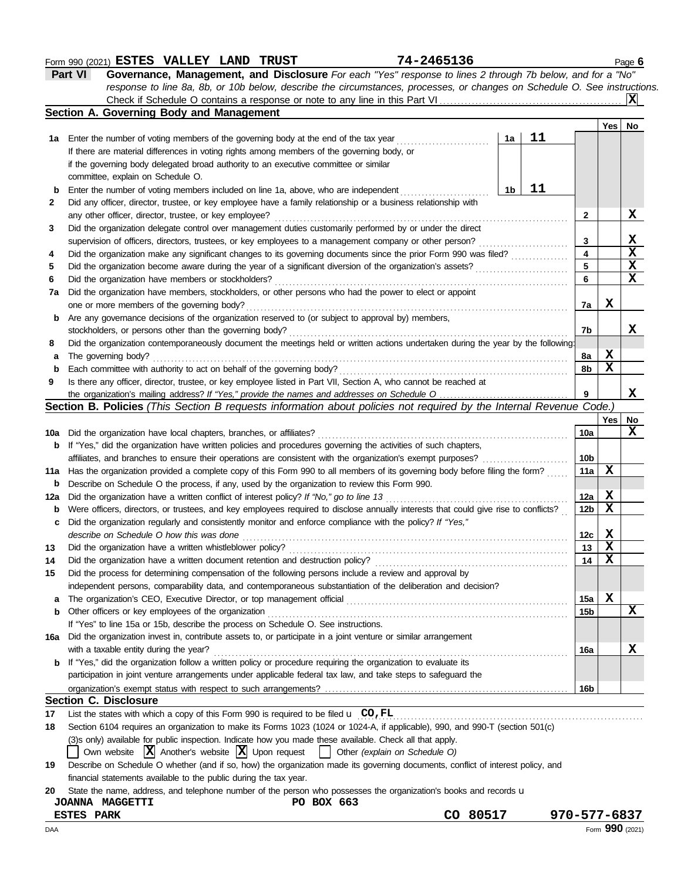Form 990 (2021) **ESTES VALLEY LAND TRUST** **74-2465136**

**Part VI** **Governance, Management, and Disclosure** *For each "Yes" response to lines 2 through 7b below, and for a "No" response to line 8a, 8b, or 10b below, describe the circumstances, processes, or changes on Schedule O. See instructions.*

Check if Schedule O contains a response or note to any line in this Part VI .......... **X**

## Section A. Governing Body and Management

| | | | | Line | Yes | No |
|---|---|---|---|---|---|---|
| **1a** | Enter the number of voting members of the governing body at the end of the tax year | 1a | 11 | | | |
| | If there are material differences in voting rights among members of the governing body, or if the governing body delegated broad authority to an executive committee or similar committee, explain on Schedule O. | | | | | |
| **b** | Enter the number of voting members included on line 1a, above, who are independent | 1b | 11 | | | |
| **2** | Did any officer, director, trustee, or key employee have a family relationship or a business relationship with any other officer, director, trustee, or key employee? | | | 2 | | X |
| **3** | Did the organization delegate control over management duties customarily performed by or under the direct supervision of officers, directors, trustees, or key employees to a management company or other person? | | | 3 | | X |
| **4** | Did the organization make any significant changes to its governing documents since the prior Form 990 was filed? | | | 4 | | X |
| **5** | Did the organization become aware during the year of a significant diversion of the organization's assets? | | | 5 | | X |
| **6** | Did the organization have members or stockholders? | | | 6 | | X |
| **7a** | Did the organization have members, stockholders, or other persons who had the power to elect or appoint one or more members of the governing body? | | | 7a | X | |
| **b** | Are any governance decisions of the organization reserved to (or subject to approval by) members, stockholders, or persons other than the governing body? | | | 7b | | X |
| **8** | Did the organization contemporaneously document the meetings held or written actions undertaken during the year by the following: | | | | | |
| **a** | The governing body? | | | 8a | X | |
| **b** | Each committee with authority to act on behalf of the governing body? | | | 8b | X | |
| **9** | Is there any officer, director, trustee, or key employee listed in Part VII, Section A, who cannot be reached at the organization's mailing address? *If "Yes," provide the names and addresses on Schedule O* | | | 9 | | X |

## Section B. Policies *(This Section B requests information about policies not required by the Internal Revenue Code.)*

| | | Line | Yes | No |
|---|---|---|---|---|
| **10a** | Did the organization have local chapters, branches, or affiliates? | 10a | | X |
| **b** | If "Yes," did the organization have written policies and procedures governing the activities of such chapters, affiliates, and branches to ensure their operations are consistent with the organization's exempt purposes? | 10b | | |
| **11a** | Has the organization provided a complete copy of this Form 990 to all members of its governing body before filing the form? | 11a | X | |
| **b** | Describe on Schedule O the process, if any, used by the organization to review this Form 990. | | | |
| **12a** | Did the organization have a written conflict of interest policy? *If "No," go to line 13* | 12a | X | |
| **b** | Were officers, directors, or trustees, and key employees required to disclose annually interests that could give rise to conflicts? | 12b | X | |
| **c** | Did the organization regularly and consistently monitor and enforce compliance with the policy? *If "Yes," describe on Schedule O how this was done* | 12c | X | |
| **13** | Did the organization have a written whistleblower policy? | 13 | X | |
| **14** | Did the organization have a written document retention and destruction policy? | 14 | X | |
| **15** | Did the process for determining compensation of the following persons include a review and approval by independent persons, comparability data, and contemporaneous substantiation of the deliberation and decision? | | | |
| **a** | The organization's CEO, Executive Director, or top management official | 15a | X | |
| **b** | Other officers or key employees of the organization | 15b | | X |
| | If "Yes" to line 15a or 15b, describe the process on Schedule O. See instructions. | | | |
| **16a** | Did the organization invest in, contribute assets to, or participate in a joint venture or similar arrangement with a taxable entity during the year? | 16a | | X |
| **b** | If "Yes," did the organization follow a written policy or procedure requiring the organization to evaluate its participation in joint venture arrangements under applicable federal tax law, and take steps to safeguard the organization's exempt status with respect to such arrangements? | 16b | | |

## Section C. Disclosure

**17** List the states with which a copy of this Form 990 is required to be filed u **CO,FL**

**18** Section 6104 requires an organization to make its Forms 1023 (1024 or 1024-A, if applicable), 990, and 990-T (section 501(c)(3)s only) available for public inspection. Indicate how you made these available. Check all that apply.

☐ Own website ☒ Another's website ☒ Upon request ☐ Other *(explain on Schedule O)*

**19** Describe on Schedule O whether (and if so, how) the organization made its governing documents, conflict of interest policy, and financial statements available to the public during the tax year.

**20** State the name, address, and telephone number of the person who possesses the organization's books and records u

**JOANNA MAGGETTI** **PO BOX 663**
**ESTES PARK** **CO 80517** **970-577-6837**

DAA Form **990** (2021)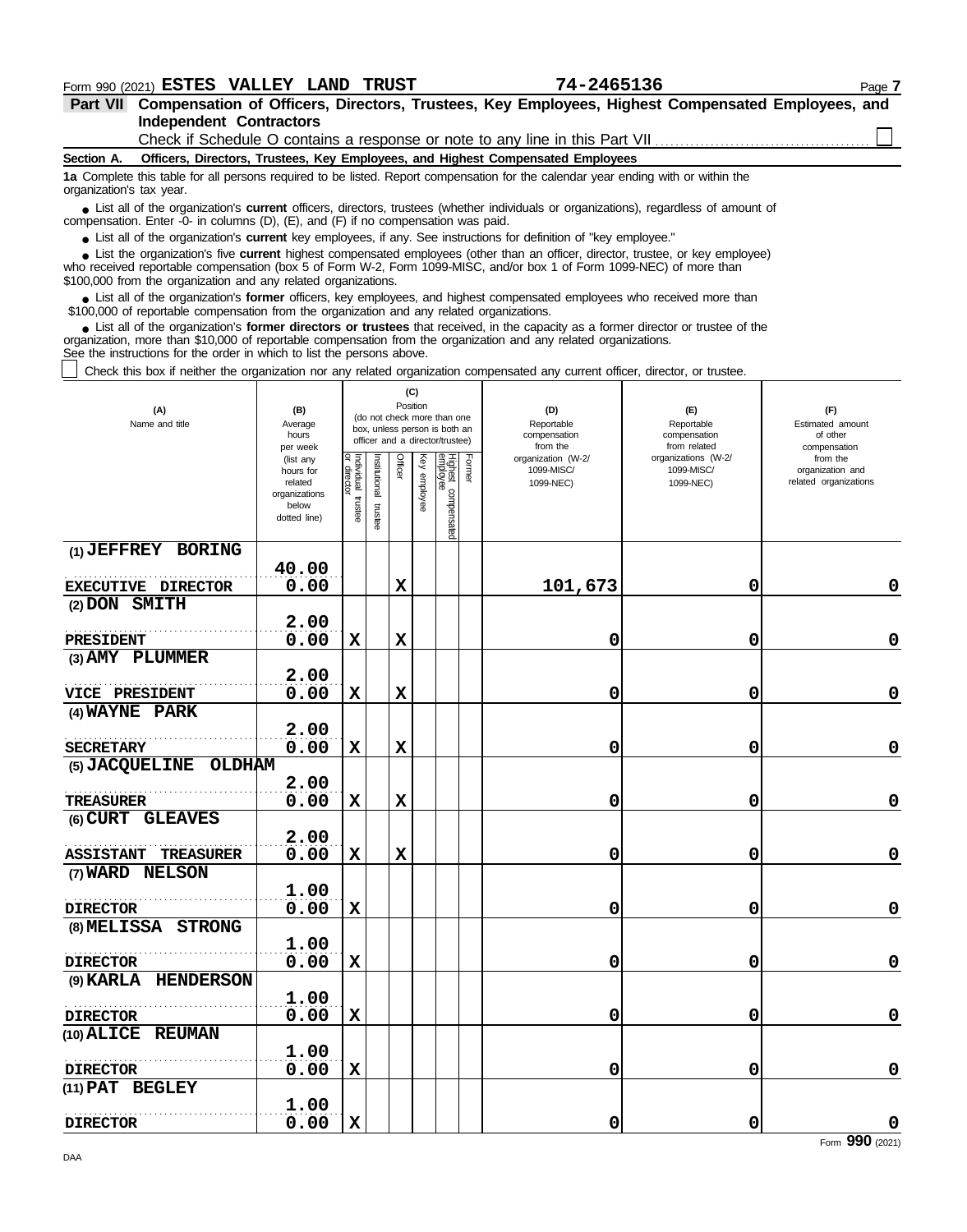Form 990 (2021) **ESTES VALLEY LAND TRUST** **74-2465136**

**Part VII Compensation of Officers, Directors, Trustees, Key Employees, Highest Compensated Employees, and Independent Contractors**

Check if Schedule O contains a response or note to any line in this Part VII ☐

**Section A. Officers, Directors, Trustees, Key Employees, and Highest Compensated Employees**

**1a** Complete this table for all persons required to be listed. Report compensation for the calendar year ending with or within the organization's tax year.

- List all of the organization's **current** officers, directors, trustees (whether individuals or organizations), regardless of amount of compensation. Enter -0- in columns (D), (E), and (F) if no compensation was paid.
- List all of the organization's **current** key employees, if any. See instructions for definition of "key employee."
- List the organization's five **current** highest compensated employees (other than an officer, director, trustee, or key employee) who received reportable compensation (box 5 of Form W-2, Form 1099-MISC, and/or box 1 of Form 1099-NEC) of more than $100,000 from the organization and any related organizations.
- List all of the organization's **former** officers, key employees, and highest compensated employees who received more than $100,000 of reportable compensation from the organization and any related organizations.
- List all of the organization's **former directors or trustees** that received, in the capacity as a former director or trustee of the organization, more than $10,000 of reportable compensation from the organization and any related organizations.

See the instructions for the order in which to list the persons above.

☐ Check this box if neither the organization nor any related organization compensated any current officer, director, or trustee.

| (A) Name and title | (B) Average hours per week (list any hours for related organizations below dotted line) | (C) Position: Individual trustee or director | Institutional trustee | Officer | Key employee | Highest compensated employee | Former | (D) Reportable compensation from the organization (W-2/1099-MISC/1099-NEC) | (E) Reportable compensation from related organizations (W-2/1099-MISC/1099-NEC) | (F) Estimated amount of other compensation from the organization and related organizations |
|---|---|---|---|---|---|---|---|---|---|---|
| (1) JEFFREY BORING<br>EXECUTIVE DIRECTOR | 40.00<br>0.00 | | | X | | | | 101,673 | 0 | 0 |
| (2) DON SMITH<br>PRESIDENT | 2.00<br>0.00 | X | | X | | | | 0 | 0 | 0 |
| (3) AMY PLUMMER<br>VICE PRESIDENT | 2.00<br>0.00 | X | | X | | | | 0 | 0 | 0 |
| (4) WAYNE PARK<br>SECRETARY | 2.00<br>0.00 | X | | X | | | | 0 | 0 | 0 |
| (5) JACQUELINE OLDHAM<br>TREASURER | 2.00<br>0.00 | X | | X | | | | 0 | 0 | 0 |
| (6) CURT GLEAVES<br>ASSISTANT TREASURER | 2.00<br>0.00 | X | | X | | | | 0 | 0 | 0 |
| (7) WARD NELSON<br>DIRECTOR | 1.00<br>0.00 | X | | | | | | 0 | 0 | 0 |
| (8) MELISSA STRONG<br>DIRECTOR | 1.00<br>0.00 | X | | | | | | 0 | 0 | 0 |
| (9) KARLA HENDERSON<br>DIRECTOR | 1.00<br>0.00 | X | | | | | | 0 | 0 | 0 |
| (10) ALICE REUMAN<br>DIRECTOR | 1.00<br>0.00 | X | | | | | | 0 | 0 | 0 |
| (11) PAT BEGLEY<br>DIRECTOR | 1.00<br>0.00 | X | | | | | | 0 | 0 | 0 |

Form **990** (2021)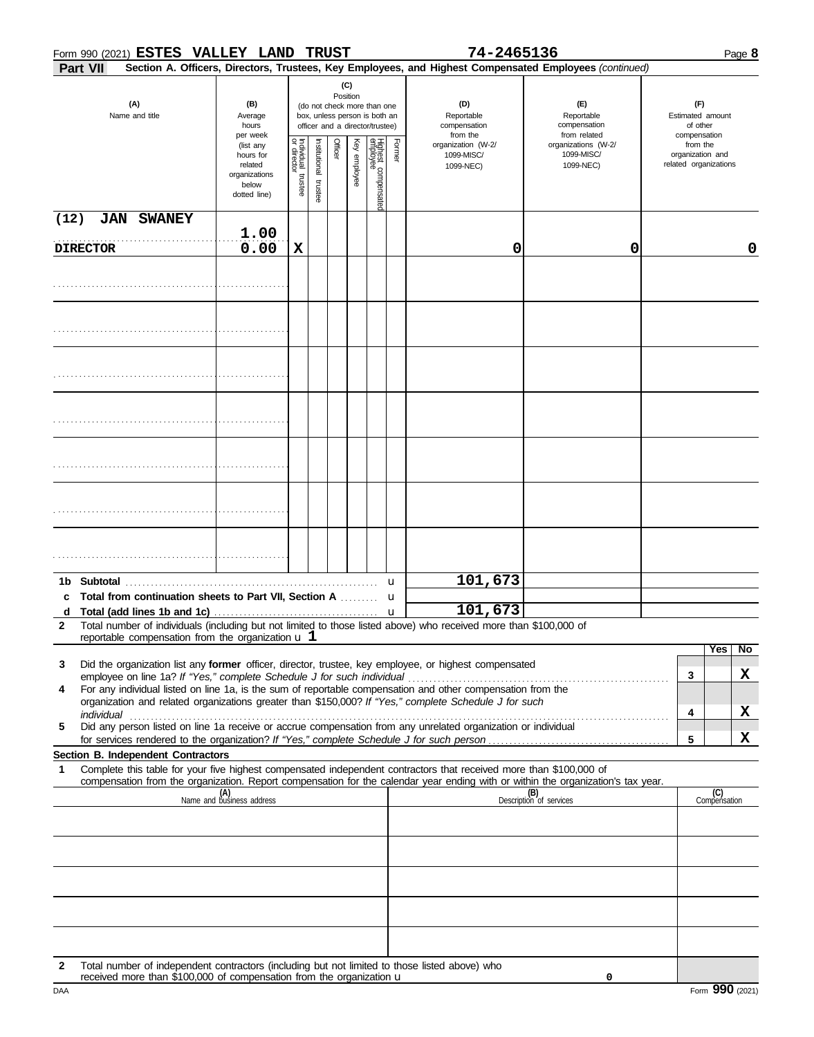Form 990 (2021) **ESTES VALLEY LAND TRUST** **74-2465136** Page **8**

**Part VII** **Section A. Officers, Directors, Trustees, Key Employees, and Highest Compensated Employees** *(continued)*

| (A) Name and title | (B) Average hours per week (list any hours for related organizations below dotted line) | (C) Position: Individual trustee or director | Institutional trustee | Officer | Key employee | Highest compensated employee | Former | (D) Reportable compensation from the organization (W-2/ 1099-MISC/ 1099-NEC) | (E) Reportable compensation from related organizations (W-2/ 1099-MISC/ 1099-NEC) | (F) Estimated amount of other compensation from the organization and related organizations |
|---|---|---|---|---|---|---|---|---|---|---|
| (12) JAN SWANEY DIRECTOR | 1.00 / 0.00 | X | | | | | | 0 | 0 | 0 |
| | | | | | | | | | | |
| | | | | | | | | | | |
| | | | | | | | | | | |
| | | | | | | | | | | |
| | | | | | | | | | | |
| | | | | | | | | | | |
| | | | | | | | | | | |

| | | |
|---|---|---|
| **1b Subtotal** | u | 101,673 |
| **c Total from continuation sheets to Part VII, Section A** | u | |
| **d Total (add lines 1b and 1c)** | u | 101,673 |

**2** Total number of individuals (including but not limited to those listed above) who received more than $100,000 of reportable compensation from the organization u **1**

| | | Yes | No |
|---|---|---|---|
| **3** Did the organization list any **former** officer, director, trustee, key employee, or highest compensated employee on line 1a? *If "Yes," complete Schedule J for such individual* | 3 | | X |
| **4** For any individual listed on line 1a, is the sum of reportable compensation and other compensation from the organization and related organizations greater than $150,000? *If "Yes," complete Schedule J for such individual* | 4 | | X |
| **5** Did any person listed on line 1a receive or accrue compensation from any unrelated organization or individual for services rendered to the organization? *If "Yes," complete Schedule J for such person* | 5 | | X |

**Section B. Independent Contractors**

**1** Complete this table for your five highest compensated independent contractors that received more than $100,000 of compensation from the organization. Report compensation for the calendar year ending with or within the organization's tax year.

| (A) Name and business address | (B) Description of services | (C) Compensation |
|---|---|---|
| | | |
| | | |
| | | |
| | | |
| | | |

**2** Total number of independent contractors (including but not limited to those listed above) who received more than $100,000 of compensation from the organization u 0

DAA Form **990** (2021)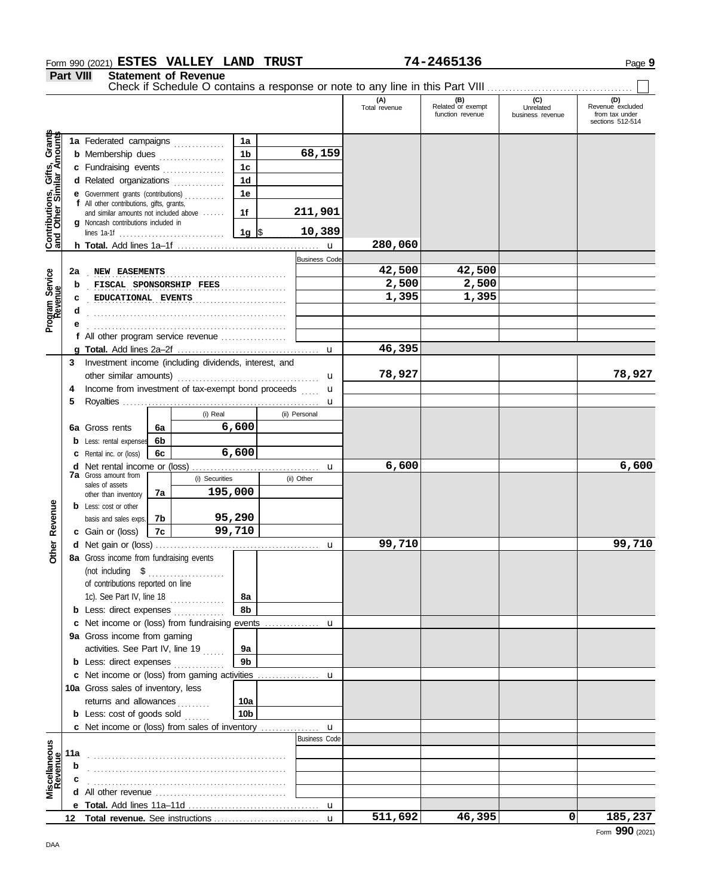Form 990 (2021) **ESTES VALLEY LAND TRUST** **74-2465136** Page **9**

**Part VIII** **Statement of Revenue**

Check if Schedule O contains a response or note to any line in this Part VIII ☐

| | | | (A) Total revenue | (B) Related or exempt function revenue | (C) Unrelated business revenue | (D) Revenue excluded from tax under sections 512-514 |
|---|---|---|---|---|---|---|
| **Contributions, Gifts, Grants and Other Similar Amounts** | 1a Federated campaigns | 1a | | | | |
| | b Membership dues | 1b 68,159 | | | | |
| | c Fundraising events | 1c | | | | |
| | d Related organizations | 1d | | | | |
| | e Government grants (contributions) | 1e | | | | |
| | f All other contributions, gifts, grants, and similar amounts not included above | 1f 211,901 | | | | |
| | g Noncash contributions included in lines 1a-1f | 1g $ 10,389 | | | | |
| | h **Total.** Add lines 1a–1f | | 280,060 | | | |
| **Program Service Revenue** | | Business Code | | | | |
| | 2a NEW EASEMENTS | | 42,500 | 42,500 | | |
| | b FISCAL SPONSORSHIP FEES | | 2,500 | 2,500 | | |
| | c EDUCATIONAL EVENTS | | 1,395 | 1,395 | | |
| | d | | | | | |
| | e | | | | | |
| | f All other program service revenue | | | | | |
| | g **Total.** Add lines 2a–2f | | 46,395 | | | |
| **Other Revenue** | 3 Investment income (including dividends, interest, and other similar amounts) | | 78,927 | | | 78,927 |
| | 4 Income from investment of tax-exempt bond proceeds | | | | | |
| | 5 Royalties | | | | | |
| | | (i) Real / (ii) Personal | | | | |
| | 6a Gross rents | 6a (i) 6,600 | | | | |
| | b Less: rental expenses | 6b | | | | |
| | c Rental inc. or (loss) | 6c (i) 6,600 | | | | |
| | d Net rental income or (loss) | | 6,600 | | | 6,600 |
| | | (i) Securities / (ii) Other | | | | |
| | 7a Gross amount from sales of assets other than inventory | 7a (i) 195,000 | | | | |
| | b Less: cost or other basis and sales exps. | 7b (i) 95,290 | | | | |
| | c Gain or (loss) | 7c (i) 99,710 | | | | |
| | d Net gain or (loss) | | 99,710 | | | 99,710 |
| | 8a Gross income from fundraising events (not including $ of contributions reported on line 1c). See Part IV, line 18 | 8a | | | | |
| | b Less: direct expenses | 8b | | | | |
| | c Net income or (loss) from fundraising events | | | | | |
| | 9a Gross income from gaming activities. See Part IV, line 19 | 9a | | | | |
| | b Less: direct expenses | 9b | | | | |
| | c Net income or (loss) from gaming activities | | | | | |
| | 10a Gross sales of inventory, less returns and allowances | 10a | | | | |
| | b Less: cost of goods sold | 10b | | | | |
| | c Net income or (loss) from sales of inventory | | | | | |
| **Miscellaneous Revenue** | | Business Code | | | | |
| | 11a | | | | | |
| | b | | | | | |
| | c | | | | | |
| | d All other revenue | | | | | |
| | e **Total.** Add lines 11a–11d | | | | | |
| | 12 **Total revenue.** See instructions | | 511,692 | 46,395 | 0 | 185,237 |

Form **990** (2021)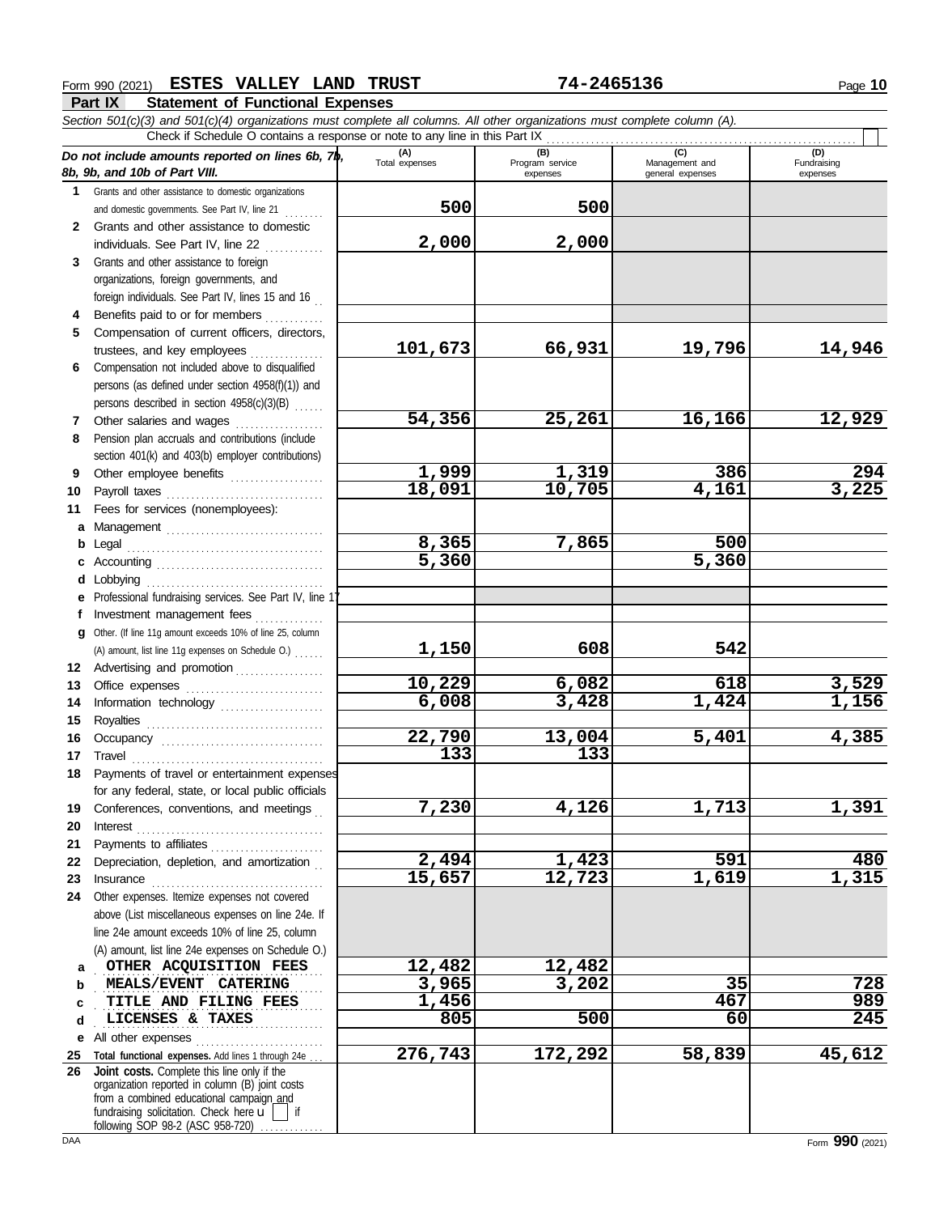Form 990 (2021) **ESTES VALLEY LAND TRUST** **74-2465136**

## Part IX Statement of Functional Expenses

*Section 501(c)(3) and 501(c)(4) organizations must complete all columns. All other organizations must complete column (A).*

Check if Schedule O contains a response or note to any line in this Part IX ☐

| *Do not include amounts reported on lines 6b, 7b, 8b, 9b, and 10b of Part VIII.* | (A) Total expenses | (B) Program service expenses | (C) Management and general expenses | (D) Fundraising expenses |
|---|---|---|---|---|
| **1** Grants and other assistance to domestic organizations and domestic governments. See Part IV, line 21 | 500 | 500 | | |
| **2** Grants and other assistance to domestic individuals. See Part IV, line 22 | 2,000 | 2,000 | | |
| **3** Grants and other assistance to foreign organizations, foreign governments, and foreign individuals. See Part IV, lines 15 and 16 | | | | |
| **4** Benefits paid to or for members | | | | |
| **5** Compensation of current officers, directors, trustees, and key employees | 101,673 | 66,931 | 19,796 | 14,946 |
| **6** Compensation not included above to disqualified persons (as defined under section 4958(f)(1)) and persons described in section 4958(c)(3)(B) | | | | |
| **7** Other salaries and wages | 54,356 | 25,261 | 16,166 | 12,929 |
| **8** Pension plan accruals and contributions (include section 401(k) and 403(b) employer contributions) | | | | |
| **9** Other employee benefits | 1,999 | 1,319 | 386 | 294 |
| **10** Payroll taxes | 18,091 | 10,705 | 4,161 | 3,225 |
| **11** Fees for services (nonemployees): | | | | |
| **a** Management | | | | |
| **b** Legal | 8,365 | 7,865 | 500 | |
| **c** Accounting | 5,360 | | 5,360 | |
| **d** Lobbying | | | | |
| **e** Professional fundraising services. See Part IV, line 17 | | | | |
| **f** Investment management fees | | | | |
| **g** Other. (If line 11g amount exceeds 10% of line 25, column (A) amount, list line 11g expenses on Schedule O.) | 1,150 | 608 | 542 | |
| **12** Advertising and promotion | | | | |
| **13** Office expenses | 10,229 | 6,082 | 618 | 3,529 |
| **14** Information technology | 6,008 | 3,428 | 1,424 | 1,156 |
| **15** Royalties | | | | |
| **16** Occupancy | 22,790 | 13,004 | 5,401 | 4,385 |
| **17** Travel | 133 | 133 | | |
| **18** Payments of travel or entertainment expenses for any federal, state, or local public officials | | | | |
| **19** Conferences, conventions, and meetings | 7,230 | 4,126 | 1,713 | 1,391 |
| **20** Interest | | | | |
| **21** Payments to affiliates | | | | |
| **22** Depreciation, depletion, and amortization | 2,494 | 1,423 | 591 | 480 |
| **23** Insurance | 15,657 | 12,723 | 1,619 | 1,315 |
| **24** Other expenses. Itemize expenses not covered above (List miscellaneous expenses on line 24e. If line 24e amount exceeds 10% of line 25, column (A) amount, list line 24e expenses on Schedule O.) | | | | |
| **a** OTHER ACQUISITION FEES | 12,482 | 12,482 | | |
| **b** MEALS/EVENT CATERING | 3,965 | 3,202 | 35 | 728 |
| **c** TITLE AND FILING FEES | 1,456 | | 467 | 989 |
| **d** LICENSES & TAXES | 805 | 500 | 60 | 245 |
| **e** All other expenses | | | | |
| **25 Total functional expenses.** Add lines 1 through 24e | 276,743 | 172,292 | 58,839 | 45,612 |
| **26 Joint costs.** Complete this line only if the organization reported in column (B) joint costs from a combined educational campaign and fundraising solicitation. Check here ☐ if following SOP 98-2 (ASC 958-720) | | | | |

Form **990** (2021)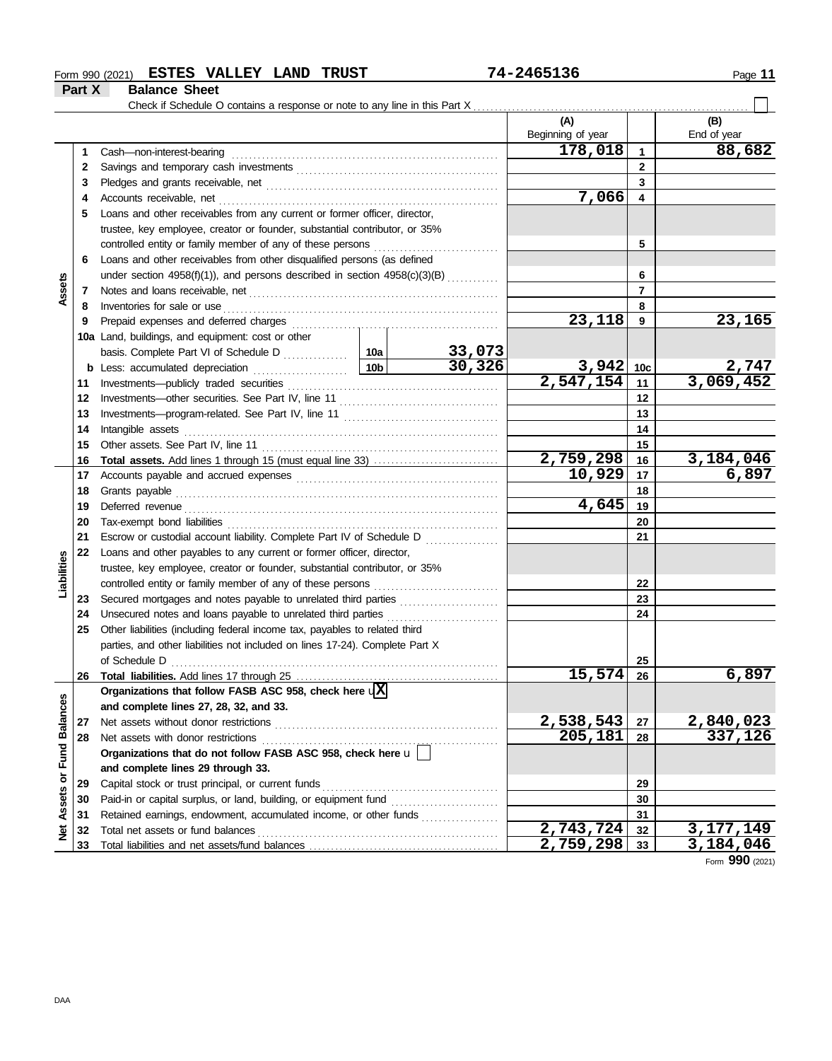Form 990 (2021) **ESTES VALLEY LAND TRUST** 74-2465136

## Part X Balance Sheet

Check if Schedule O contains a response or note to any line in this Part X ☐

| Section | Line | Description | | | (A) Beginning of year | | (B) End of year |
|---|---|---|---|---|---|---|---|
| Assets | 1 | Cash—non-interest-bearing | | | 178,018 | 1 | 88,682 |
| | 2 | Savings and temporary cash investments | | | | 2 | |
| | 3 | Pledges and grants receivable, net | | | | 3 | |
| | 4 | Accounts receivable, net | | | 7,066 | 4 | |
| | 5 | Loans and other receivables from any current or former officer, director, trustee, key employee, creator or founder, substantial contributor, or 35% controlled entity or family member of any of these persons | | | | 5 | |
| | 6 | Loans and other receivables from other disqualified persons (as defined under section 4958(f)(1)), and persons described in section 4958(c)(3)(B) | | | | 6 | |
| | 7 | Notes and loans receivable, net | | | | 7 | |
| | 8 | Inventories for sale or use | | | | 8 | |
| | 9 | Prepaid expenses and deferred charges | | | 23,118 | 9 | 23,165 |
| | 10a | Land, buildings, and equipment: cost or other basis. Complete Part VI of Schedule D | 10a | 33,073 | | | |
| | b | Less: accumulated depreciation | 10b | 30,326 | 3,942 | 10c | 2,747 |
| | 11 | Investments—publicly traded securities | | | 2,547,154 | 11 | 3,069,452 |
| | 12 | Investments—other securities. See Part IV, line 11 | | | | 12 | |
| | 13 | Investments—program-related. See Part IV, line 11 | | | | 13 | |
| | 14 | Intangible assets | | | | 14 | |
| | 15 | Other assets. See Part IV, line 11 | | | | 15 | |
| | 16 | **Total assets.** Add lines 1 through 15 (must equal line 33) | | | 2,759,298 | 16 | 3,184,046 |
| Liabilities | 17 | Accounts payable and accrued expenses | | | 10,929 | 17 | 6,897 |
| | 18 | Grants payable | | | | 18 | |
| | 19 | Deferred revenue | | | 4,645 | 19 | |
| | 20 | Tax-exempt bond liabilities | | | | 20 | |
| | 21 | Escrow or custodial account liability. Complete Part IV of Schedule D | | | | 21 | |
| | 22 | Loans and other payables to any current or former officer, director, trustee, key employee, creator or founder, substantial contributor, or 35% controlled entity or family member of any of these persons | | | | 22 | |
| | 23 | Secured mortgages and notes payable to unrelated third parties | | | | 23 | |
| | 24 | Unsecured notes and loans payable to unrelated third parties | | | | 24 | |
| | 25 | Other liabilities (including federal income tax, payables to related third parties, and other liabilities not included on lines 17-24). Complete Part X of Schedule D | | | | 25 | |
| | 26 | **Total liabilities.** Add lines 17 through 25 | | | 15,574 | 26 | 6,897 |
| Net Assets or Fund Balances | | **Organizations that follow FASB ASC 958, check here** ☒ **and complete lines 27, 28, 32, and 33.** | | | | | |
| | 27 | Net assets without donor restrictions | | | 2,538,543 | 27 | 2,840,023 |
| | 28 | Net assets with donor restrictions | | | 205,181 | 28 | 337,126 |
| | | **Organizations that do not follow FASB ASC 958, check here** ☐ **and complete lines 29 through 33.** | | | | | |
| | 29 | Capital stock or trust principal, or current funds | | | | 29 | |
| | 30 | Paid-in or capital surplus, or land, building, or equipment fund | | | | 30 | |
| | 31 | Retained earnings, endowment, accumulated income, or other funds | | | | 31 | |
| | 32 | Total net assets or fund balances | | | 2,743,724 | 32 | 3,177,149 |
| | 33 | Total liabilities and net assets/fund balances | | | 2,759,298 | 33 | 3,184,046 |

Form **990** (2021)

DAA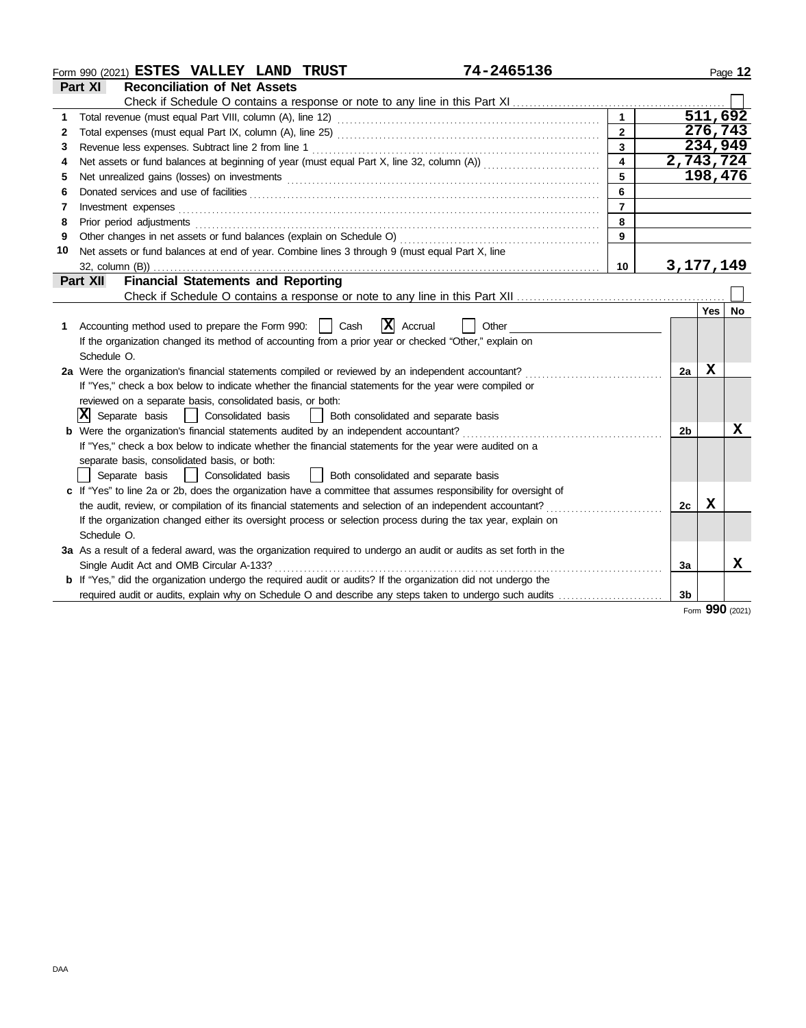Form 990 (2021) **ESTES VALLEY LAND TRUST** **74-2465136**

## Part XI Reconciliation of Net Assets

Check if Schedule O contains a response or note to any line in this Part XI ☐

| | | | |
|---|---|---|---|
| 1 | Total revenue (must equal Part VIII, column (A), line 12) | 1 | 511,692 |
| 2 | Total expenses (must equal Part IX, column (A), line 25) | 2 | 276,743 |
| 3 | Revenue less expenses. Subtract line 2 from line 1 | 3 | 234,949 |
| 4 | Net assets or fund balances at beginning of year (must equal Part X, line 32, column (A)) | 4 | 2,743,724 |
| 5 | Net unrealized gains (losses) on investments | 5 | 198,476 |
| 6 | Donated services and use of facilities | 6 | |
| 7 | Investment expenses | 7 | |
| 8 | Prior period adjustments | 8 | |
| 9 | Other changes in net assets or fund balances (explain on Schedule O) | 9 | |
| 10 | Net assets or fund balances at end of year. Combine lines 3 through 9 (must equal Part X, line 32, column (B)) | 10 | 3,177,149 |

## Part XII Financial Statements and Reporting

Check if Schedule O contains a response or note to any line in this Part XII ☐

| | | | Yes | No |
|---|---|---|---|---|
| **1** | Accounting method used to prepare the Form 990: ☐ Cash ☒ Accrual ☐ Other<br>If the organization changed its method of accounting from a prior year or checked "Other," explain on Schedule O. | | | |
| **2a** | Were the organization's financial statements compiled or reviewed by an independent accountant?<br>If "Yes," check a box below to indicate whether the financial statements for the year were compiled or reviewed on a separate basis, consolidated basis, or both:<br>☒ Separate basis ☐ Consolidated basis ☐ Both consolidated and separate basis | 2a | X | |
| **b** | Were the organization's financial statements audited by an independent accountant?<br>If "Yes," check a box below to indicate whether the financial statements for the year were audited on a separate basis, consolidated basis, or both:<br>☐ Separate basis ☐ Consolidated basis ☐ Both consolidated and separate basis | 2b | | X |
| **c** | If "Yes" to line 2a or 2b, does the organization have a committee that assumes responsibility for oversight of the audit, review, or compilation of its financial statements and selection of an independent accountant?<br>If the organization changed either its oversight process or selection process during the tax year, explain on Schedule O. | 2c | X | |
| **3a** | As a result of a federal award, was the organization required to undergo an audit or audits as set forth in the Single Audit Act and OMB Circular A-133? | 3a | | X |
| **b** | If "Yes," did the organization undergo the required audit or audits? If the organization did not undergo the required audit or audits, explain why on Schedule O and describe any steps taken to undergo such audits | 3b | | |

Form **990** (2021)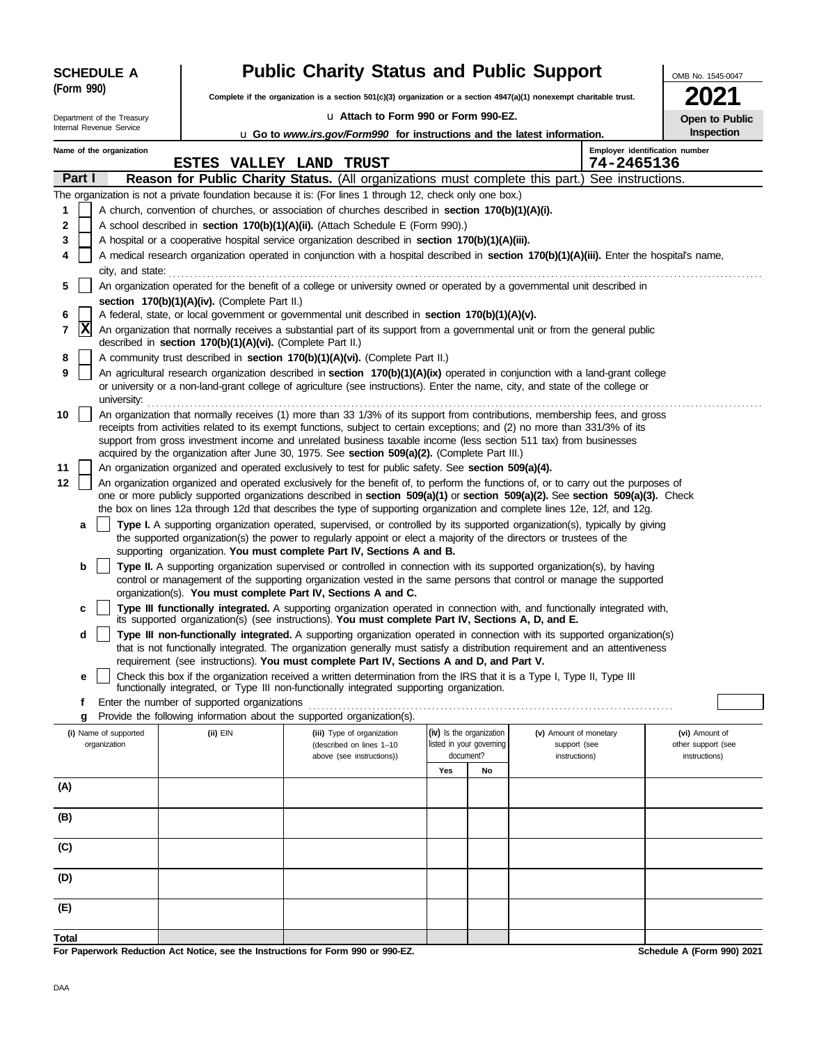**SCHEDULE A (Form 990)**

Department of the Treasury
Internal Revenue Service

# Public Charity Status and Public Support

**Complete if the organization is a section 501(c)(3) organization or a section 4947(a)(1) nonexempt charitable trust.**

u Attach to Form 990 or Form 990-EZ.

u Go to *www.irs.gov/Form990* for instructions and the latest information.

OMB No. 1545-0047

**2021**

**Open to Public Inspection**

**Name of the organization:** ESTES VALLEY LAND TRUST

**Employer identification number:** 74-2465136

## Part I — Reason for Public Charity Status. (All organizations must complete this part.) See instructions.

The organization is not a private foundation because it is: (For lines 1 through 12, check only one box.)

1. [ ] A church, convention of churches, or association of churches described in **section 170(b)(1)(A)(i).**
2. [ ] A school described in **section 170(b)(1)(A)(ii).** (Attach Schedule E (Form 990).)
3. [ ] A hospital or a cooperative hospital service organization described in **section 170(b)(1)(A)(iii).**
4. [ ] A medical research organization operated in conjunction with a hospital described in **section 170(b)(1)(A)(iii).** Enter the hospital's name, city, and state:
5. [ ] An organization operated for the benefit of a college or university owned or operated by a governmental unit described in **section 170(b)(1)(A)(iv).** (Complete Part II.)
6. [ ] A federal, state, or local government or governmental unit described in **section 170(b)(1)(A)(v).**
7. [X] An organization that normally receives a substantial part of its support from a governmental unit or from the general public described in **section 170(b)(1)(A)(vi).** (Complete Part II.)
8. [ ] A community trust described in **section 170(b)(1)(A)(vi).** (Complete Part II.)
9. [ ] An agricultural research organization described in **section 170(b)(1)(A)(ix)** operated in conjunction with a land-grant college or university or a non-land-grant college of agriculture (see instructions). Enter the name, city, and state of the college or university:
10. [ ] An organization that normally receives (1) more than 33 1/3% of its support from contributions, membership fees, and gross receipts from activities related to its exempt functions, subject to certain exceptions; and (2) no more than 331/3% of its support from gross investment income and unrelated business taxable income (less section 511 tax) from businesses acquired by the organization after June 30, 1975. See **section 509(a)(2).** (Complete Part III.)
11. [ ] An organization organized and operated exclusively to test for public safety. See **section 509(a)(4).**
12. [ ] An organization organized and operated exclusively for the benefit of, to perform the functions of, or to carry out the purposes of one or more publicly supported organizations described in **section 509(a)(1)** or **section 509(a)(2).** See **section 509(a)(3).** Check the box on lines 12a through 12d that describes the type of supporting organization and complete lines 12e, 12f, and 12g.
   - **a** [ ] **Type I.** A supporting organization operated, supervised, or controlled by its supported organization(s), typically by giving the supported organization(s) the power to regularly appoint or elect a majority of the directors or trustees of the supporting organization. **You must complete Part IV, Sections A and B.**
   - **b** [ ] **Type II.** A supporting organization supervised or controlled in connection with its supported organization(s), by having control or management of the supporting organization vested in the same persons that control or manage the supported organization(s). **You must complete Part IV, Sections A and C.**
   - **c** [ ] **Type III functionally integrated.** A supporting organization operated in connection with, and functionally integrated with, its supported organization(s) (see instructions). **You must complete Part IV, Sections A, D, and E.**
   - **d** [ ] **Type III non-functionally integrated.** A supporting organization operated in connection with its supported organization(s) that is not functionally integrated. The organization generally must satisfy a distribution requirement and an attentiveness requirement (see instructions). **You must complete Part IV, Sections A and D, and Part V.**
   - **e** [ ] Check this box if the organization received a written determination from the IRS that it is a Type I, Type II, Type III functionally integrated, or Type III non-functionally integrated supporting organization.
   - **f** Enter the number of supported organizations
   - **g** Provide the following information about the supported organization(s).

| (i) Name of supported organization | (ii) EIN | (iii) Type of organization (described on lines 1–10 above (see instructions)) | (iv) Is the organization listed in your governing document? Yes | No | (v) Amount of monetary support (see instructions) | (vi) Amount of other support (see instructions) |
|---|---|---|---|---|---|---|
| (A) | | | | | | |
| (B) | | | | | | |
| (C) | | | | | | |
| (D) | | | | | | |
| (E) | | | | | | |
| Total | | | | | | |

**For Paperwork Reduction Act Notice, see the Instructions for Form 990 or 990-EZ.** **Schedule A (Form 990) 2021**

DAA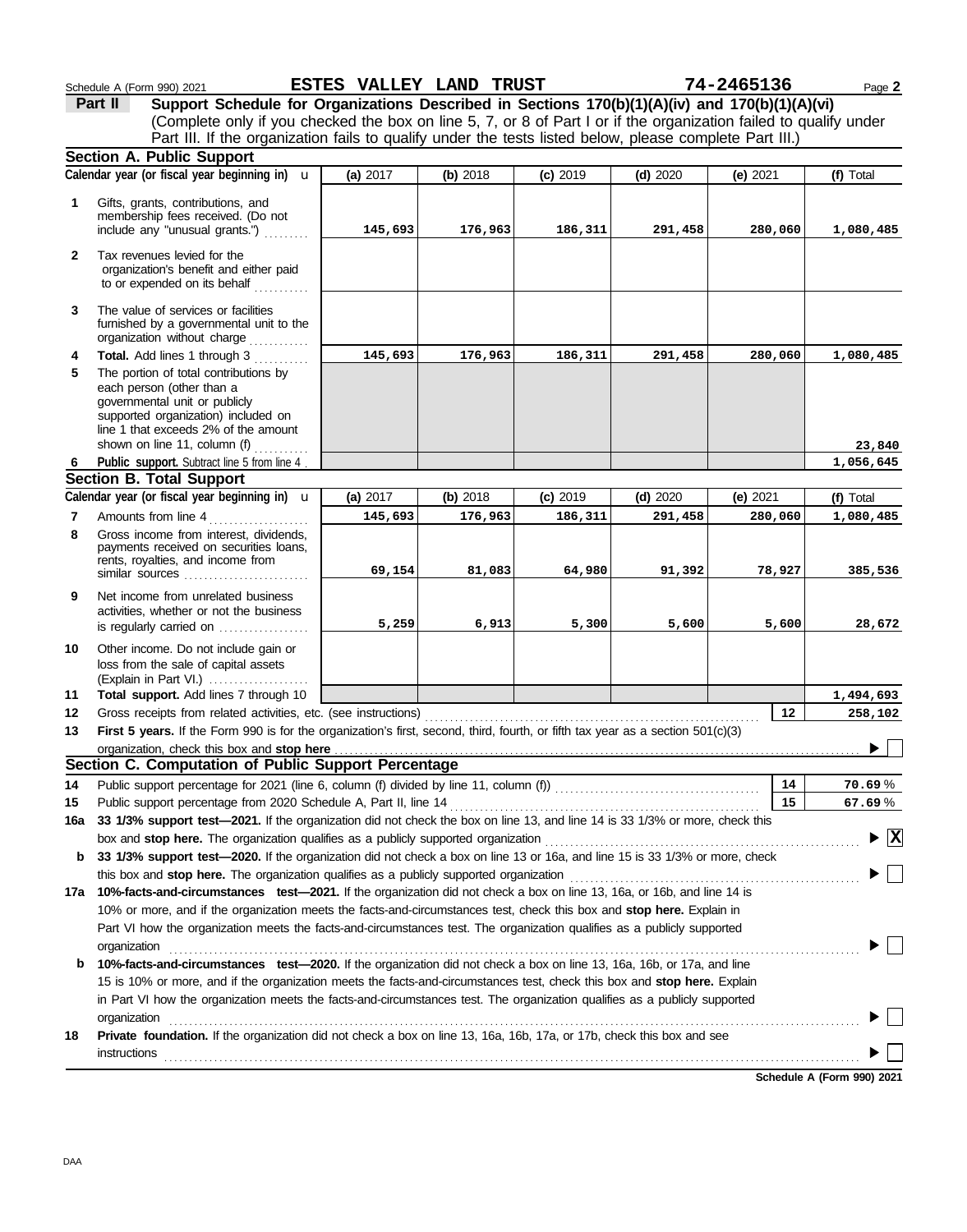Schedule A (Form 990) 2021 **ESTES VALLEY LAND TRUST** **74-2465136** Page **2**

## Part II Support Schedule for Organizations Described in Sections 170(b)(1)(A)(iv) and 170(b)(1)(A)(vi)

(Complete only if you checked the box on line 5, 7, or 8 of Part I or if the organization failed to qualify under Part III. If the organization fails to qualify under the tests listed below, please complete Part III.)

### Section A. Public Support

| Calendar year (or fiscal year beginning in) | (a) 2017 | (b) 2018 | (c) 2019 | (d) 2020 | (e) 2021 | (f) Total |
|---|---|---|---|---|---|---|
| **1** Gifts, grants, contributions, and membership fees received. (Do not include any "unusual grants.") | 145,693 | 176,963 | 186,311 | 291,458 | 280,060 | 1,080,485 |
| **2** Tax revenues levied for the organization's benefit and either paid to or expended on its behalf | | | | | | |
| **3** The value of services or facilities furnished by a governmental unit to the organization without charge | | | | | | |
| **4 Total.** Add lines 1 through 3 | 145,693 | 176,963 | 186,311 | 291,458 | 280,060 | 1,080,485 |
| **5** The portion of total contributions by each person (other than a governmental unit or publicly supported organization) included on line 1 that exceeds 2% of the amount shown on line 11, column (f) | | | | | | 23,840 |
| **6 Public support.** Subtract line 5 from line 4 | | | | | | 1,056,645 |

### Section B. Total Support

| Calendar year (or fiscal year beginning in) | (a) 2017 | (b) 2018 | (c) 2019 | (d) 2020 | (e) 2021 | (f) Total |
|---|---|---|---|---|---|---|
| **7** Amounts from line 4 | 145,693 | 176,963 | 186,311 | 291,458 | 280,060 | 1,080,485 |
| **8** Gross income from interest, dividends, payments received on securities loans, rents, royalties, and income from similar sources | 69,154 | 81,083 | 64,980 | 91,392 | 78,927 | 385,536 |
| **9** Net income from unrelated business activities, whether or not the business is regularly carried on | 5,259 | 6,913 | 5,300 | 5,600 | 5,600 | 28,672 |
| **10** Other income. Do not include gain or loss from the sale of capital assets (Explain in Part VI.) | | | | | | |
| **11 Total support.** Add lines 7 through 10 | | | | | | 1,494,693 |

**12** Gross receipts from related activities, etc. (see instructions) — **12** — 258,102

**13 First 5 years.** If the Form 990 is for the organization's first, second, third, fourth, or fifth tax year as a section 501(c)(3) organization, check this box and **stop here** ☐

### Section C. Computation of Public Support Percentage

**14** Public support percentage for 2021 (line 6, column (f) divided by line 11, column (f)) — **14** — 70.69 %

**15** Public support percentage from 2020 Schedule A, Part II, line 14 — **15** — 67.69 %

**16a 33 1/3% support test—2021.** If the organization did not check the box on line 13, and line 14 is 33 1/3% or more, check this box and **stop here.** The organization qualifies as a publicly supported organization ☒

**b 33 1/3% support test—2020.** If the organization did not check a box on line 13 or 16a, and line 15 is 33 1/3% or more, check this box and **stop here.** The organization qualifies as a publicly supported organization ☐

**17a 10%-facts-and-circumstances test—2021.** If the organization did not check a box on line 13, 16a, or 16b, and line 14 is 10% or more, and if the organization meets the facts-and-circumstances test, check this box and **stop here.** Explain in Part VI how the organization meets the facts-and-circumstances test. The organization qualifies as a publicly supported organization ☐

**b 10%-facts-and-circumstances test—2020.** If the organization did not check a box on line 13, 16a, 16b, or 17a, and line 15 is 10% or more, and if the organization meets the facts-and-circumstances test, check this box and **stop here.** Explain in Part VI how the organization meets the facts-and-circumstances test. The organization qualifies as a publicly supported organization ☐

**18 Private foundation.** If the organization did not check a box on line 13, 16a, 16b, 17a, or 17b, check this box and see instructions ☐

**Schedule A (Form 990) 2021**

DAA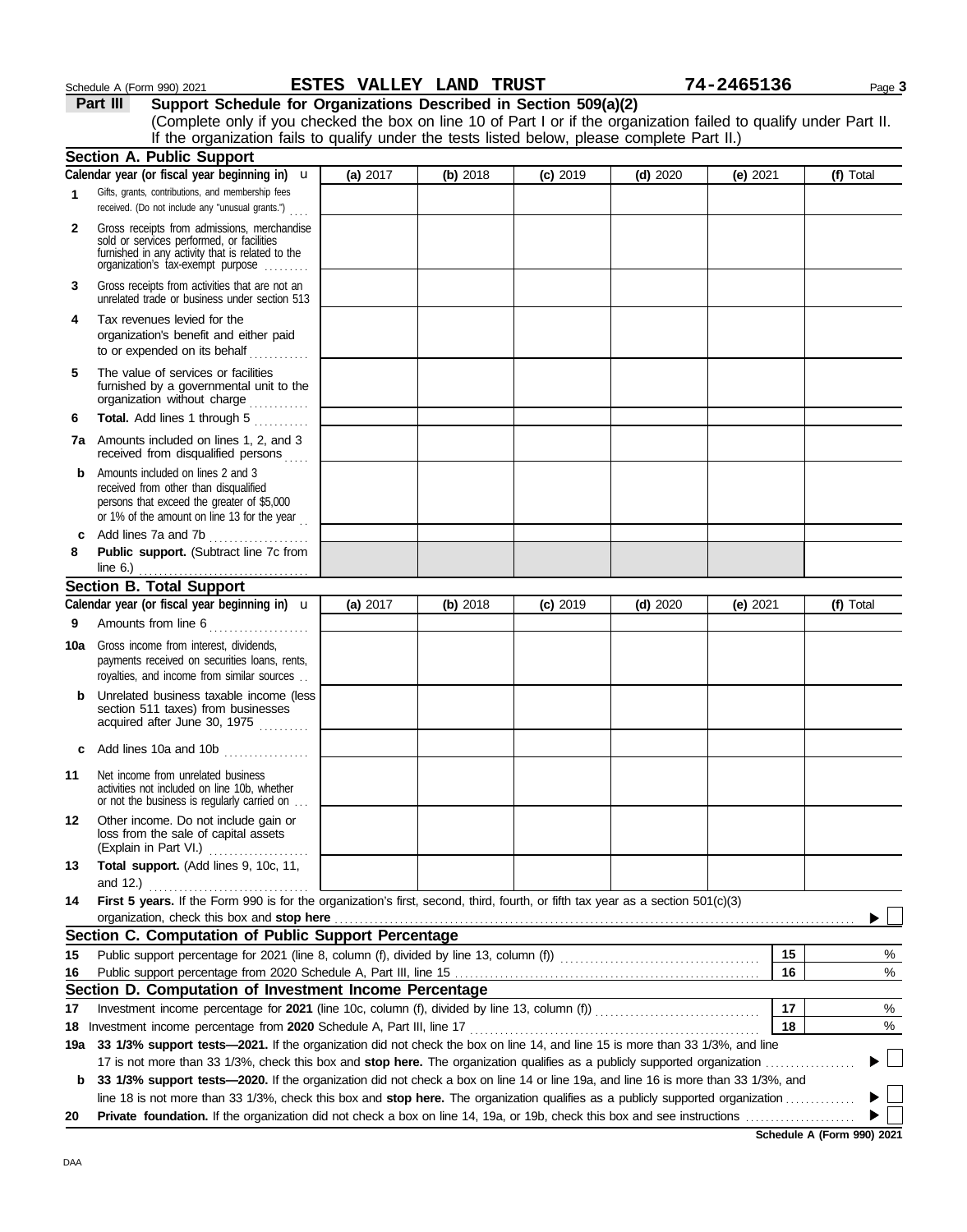Schedule A (Form 990) 2021 **ESTES VALLEY LAND TRUST** **74-2465136** Page **3**

## Part III Support Schedule for Organizations Described in Section 509(a)(2)

(Complete only if you checked the box on line 10 of Part I or if the organization failed to qualify under Part II. If the organization fails to qualify under the tests listed below, please complete Part II.)

### Section A. Public Support

| Calendar year (or fiscal year beginning in) u | (a) 2017 | (b) 2018 | (c) 2019 | (d) 2020 | (e) 2021 | (f) Total |
|---|---|---|---|---|---|---|
| **1** Gifts, grants, contributions, and membership fees received. (Do not include any "unusual grants.") | | | | | | |
| **2** Gross receipts from admissions, merchandise sold or services performed, or facilities furnished in any activity that is related to the organization's tax-exempt purpose | | | | | | |
| **3** Gross receipts from activities that are not an unrelated trade or business under section 513 | | | | | | |
| **4** Tax revenues levied for the organization's benefit and either paid to or expended on its behalf | | | | | | |
| **5** The value of services or facilities furnished by a governmental unit to the organization without charge | | | | | | |
| **6** **Total.** Add lines 1 through 5 | | | | | | |
| **7a** Amounts included on lines 1, 2, and 3 received from disqualified persons | | | | | | |
| **b** Amounts included on lines 2 and 3 received from other than disqualified persons that exceed the greater of $5,000 or 1% of the amount on line 13 for the year | | | | | | |
| **c** Add lines 7a and 7b | | | | | | |
| **8** **Public support.** (Subtract line 7c from line 6.) | | | | | | |

### Section B. Total Support

| Calendar year (or fiscal year beginning in) u | (a) 2017 | (b) 2018 | (c) 2019 | (d) 2020 | (e) 2021 | (f) Total |
|---|---|---|---|---|---|---|
| **9** Amounts from line 6 | | | | | | |
| **10a** Gross income from interest, dividends, payments received on securities loans, rents, royalties, and income from similar sources | | | | | | |
| **b** Unrelated business taxable income (less section 511 taxes) from businesses acquired after June 30, 1975 | | | | | | |
| **c** Add lines 10a and 10b | | | | | | |
| **11** Net income from unrelated business activities not included on line 10b, whether or not the business is regularly carried on | | | | | | |
| **12** Other income. Do not include gain or loss from the sale of capital assets (Explain in Part VI.) | | | | | | |
| **13** **Total support.** (Add lines 9, 10c, 11, and 12.) | | | | | | |

**14** **First 5 years.** If the Form 990 is for the organization's first, second, third, fourth, or fifth tax year as a section 501(c)(3) organization, check this box and **stop here** ▶ ☐

### Section C. Computation of Public Support Percentage

| | | | |
|---|---|---|---|
| **15** | Public support percentage for 2021 (line 8, column (f), divided by line 13, column (f)) | 15 | % |
| **16** | Public support percentage from 2020 Schedule A, Part III, line 15 | 16 | % |

### Section D. Computation of Investment Income Percentage

| | | | |
|---|---|---|---|
| **17** | Investment income percentage for **2021** (line 10c, column (f), divided by line 13, column (f)) | 17 | % |
| **18** | Investment income percentage from **2020** Schedule A, Part III, line 17 | 18 | % |

**19a** **33 1/3% support tests—2021.** If the organization did not check the box on line 14, and line 15 is more than 33 1/3%, and line 17 is not more than 33 1/3%, check this box and **stop here.** The organization qualifies as a publicly supported organization ▶ ☐

**b** **33 1/3% support tests—2020.** If the organization did not check a box on line 14 or line 19a, and line 16 is more than 33 1/3%, and line 18 is not more than 33 1/3%, check this box and **stop here.** The organization qualifies as a publicly supported organization ▶ ☐

**20** **Private foundation.** If the organization did not check a box on line 14, 19a, or 19b, check this box and see instructions ▶ ☐

**Schedule A (Form 990) 2021**

DAA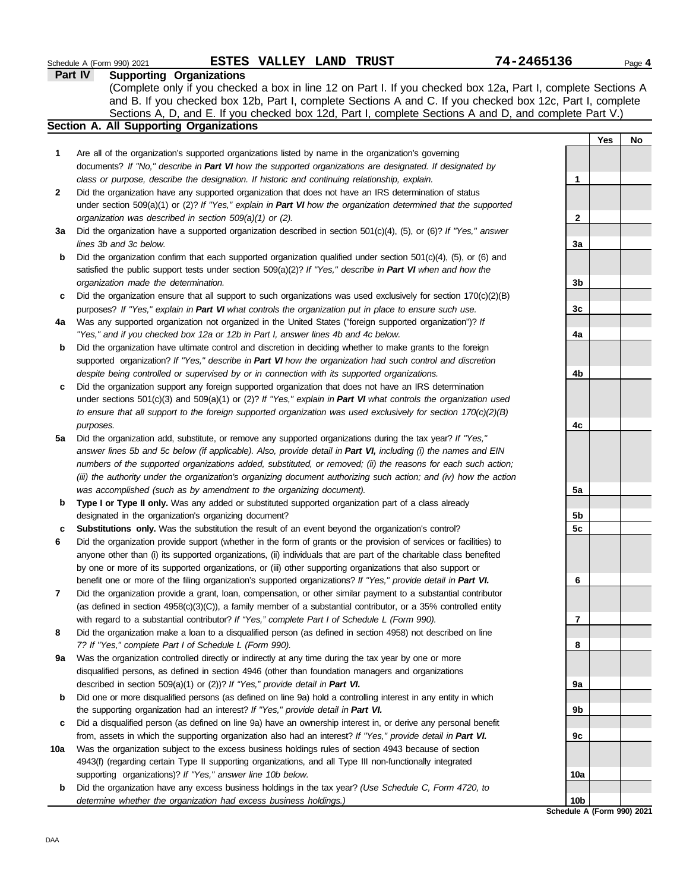Schedule A (Form 990) 2021 **ESTES VALLEY LAND TRUST** 74-2465136

## Part IV Supporting Organizations

(Complete only if you checked a box in line 12 on Part I. If you checked box 12a, Part I, complete Sections A and B. If you checked box 12b, Part I, complete Sections A and C. If you checked box 12c, Part I, complete Sections A, D, and E. If you checked box 12d, Part I, complete Sections A and D, and complete Part V.)

### Section A. All Supporting Organizations

| | | | Yes | No |
|---|---|---|---|---|
| **1** | Are all of the organization's supported organizations listed by name in the organization's governing documents? *If "No," describe in **Part VI** how the supported organizations are designated. If designated by class or purpose, describe the designation. If historic and continuing relationship, explain.* | 1 | | |
| **2** | Did the organization have any supported organization that does not have an IRS determination of status under section 509(a)(1) or (2)? *If "Yes," explain in **Part VI** how the organization determined that the supported organization was described in section 509(a)(1) or (2).* | 2 | | |
| **3a** | Did the organization have a supported organization described in section 501(c)(4), (5), or (6)? *If "Yes," answer lines 3b and 3c below.* | 3a | | |
| **b** | Did the organization confirm that each supported organization qualified under section 501(c)(4), (5), or (6) and satisfied the public support tests under section 509(a)(2)? *If "Yes," describe in **Part VI** when and how the organization made the determination.* | 3b | | |
| **c** | Did the organization ensure that all support to such organizations was used exclusively for section 170(c)(2)(B) purposes? *If "Yes," explain in **Part VI** what controls the organization put in place to ensure such use.* | 3c | | |
| **4a** | Was any supported organization not organized in the United States ("foreign supported organization")? *If "Yes," and if you checked box 12a or 12b in Part I, answer lines 4b and 4c below.* | 4a | | |
| **b** | Did the organization have ultimate control and discretion in deciding whether to make grants to the foreign supported organization? *If "Yes," describe in **Part VI** how the organization had such control and discretion despite being controlled or supervised by or in connection with its supported organizations.* | 4b | | |
| **c** | Did the organization support any foreign supported organization that does not have an IRS determination under sections 501(c)(3) and 509(a)(1) or (2)? *If "Yes," explain in **Part VI** what controls the organization used to ensure that all support to the foreign supported organization was used exclusively for section 170(c)(2)(B) purposes.* | 4c | | |
| **5a** | Did the organization add, substitute, or remove any supported organizations during the tax year? *If "Yes," answer lines 5b and 5c below (if applicable). Also, provide detail in **Part VI,** including (i) the names and EIN numbers of the supported organizations added, substituted, or removed; (ii) the reasons for each such action; (iii) the authority under the organization's organizing document authorizing such action; and (iv) how the action was accomplished (such as by amendment to the organizing document).* | 5a | | |
| **b** | **Type I or Type II only.** Was any added or substituted supported organization part of a class already designated in the organization's organizing document? | 5b | | |
| **c** | **Substitutions only.** Was the substitution the result of an event beyond the organization's control? | 5c | | |
| **6** | Did the organization provide support (whether in the form of grants or the provision of services or facilities) to anyone other than (i) its supported organizations, (ii) individuals that are part of the charitable class benefited by one or more of its supported organizations, or (iii) other supporting organizations that also support or benefit one or more of the filing organization's supported organizations? *If "Yes," provide detail in **Part VI.*** | 6 | | |
| **7** | Did the organization provide a grant, loan, compensation, or other similar payment to a substantial contributor (as defined in section 4958(c)(3)(C)), a family member of a substantial contributor, or a 35% controlled entity with regard to a substantial contributor? *If "Yes," complete Part I of Schedule L (Form 990).* | 7 | | |
| **8** | Did the organization make a loan to a disqualified person (as defined in section 4958) not described on line 7? *If "Yes," complete Part I of Schedule L (Form 990).* | 8 | | |
| **9a** | Was the organization controlled directly or indirectly at any time during the tax year by one or more disqualified persons, as defined in section 4946 (other than foundation managers and organizations described in section 509(a)(1) or (2))? *If "Yes," provide detail in **Part VI.*** | 9a | | |
| **b** | Did one or more disqualified persons (as defined on line 9a) hold a controlling interest in any entity in which the supporting organization had an interest? *If "Yes," provide detail in **Part VI.*** | 9b | | |
| **c** | Did a disqualified person (as defined on line 9a) have an ownership interest in, or derive any personal benefit from, assets in which the supporting organization also had an interest? *If "Yes," provide detail in **Part VI.*** | 9c | | |
| **10a** | Was the organization subject to the excess business holdings rules of section 4943 because of section 4943(f) (regarding certain Type II supporting organizations, and all Type III non-functionally integrated supporting organizations)? *If "Yes," answer line 10b below.* | 10a | | |
| **b** | Did the organization have any excess business holdings in the tax year? *(Use Schedule C, Form 4720, to determine whether the organization had excess business holdings.)* | 10b | | |

**Schedule A (Form 990) 2021**

DAA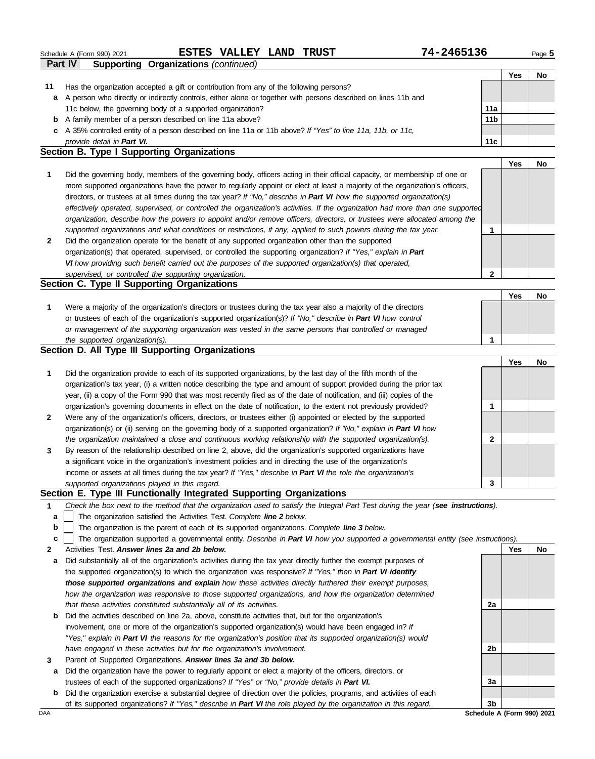Schedule A (Form 990) 2021 **ESTES VALLEY LAND TRUST** **74-2465136**

**Part IV Supporting Organizations** *(continued)*

| | | | Yes | No |
|---|---|---|---|---|
| **11** | Has the organization accepted a gift or contribution from any of the following persons? | | | |
| **a** | A person who directly or indirectly controls, either alone or together with persons described on lines 11b and 11c below, the governing body of a supported organization? | 11a | | |
| **b** | A family member of a person described on line 11a above? | 11b | | |
| **c** | A 35% controlled entity of a person described on line 11a or 11b above? *If "Yes" to line 11a, 11b, or 11c, provide detail in* ***Part VI.*** | 11c | | |

## Section B. Type I Supporting Organizations

| | | | Yes | No |
|---|---|---|---|---|
| **1** | Did the governing body, members of the governing body, officers acting in their official capacity, or membership of one or more supported organizations have the power to regularly appoint or elect at least a majority of the organization's officers, directors, or trustees at all times during the tax year? *If "No," describe in* ***Part VI*** *how the supported organization(s) effectively operated, supervised, or controlled the organization's activities. If the organization had more than one supported organization, describe how the powers to appoint and/or remove officers, directors, or trustees were allocated among the supported organizations and what conditions or restrictions, if any, applied to such powers during the tax year.* | 1 | | |
| **2** | Did the organization operate for the benefit of any supported organization other than the supported organization(s) that operated, supervised, or controlled the supporting organization? *If "Yes," explain in* ***Part VI*** *how providing such benefit carried out the purposes of the supported organization(s) that operated, supervised, or controlled the supporting organization.* | 2 | | |

## Section C. Type II Supporting Organizations

| | | | Yes | No |
|---|---|---|---|---|
| **1** | Were a majority of the organization's directors or trustees during the tax year also a majority of the directors or trustees of each of the organization's supported organization(s)? *If "No," describe in* ***Part VI*** *how control or management of the supporting organization was vested in the same persons that controlled or managed the supported organization(s).* | 1 | | |

## Section D. All Type III Supporting Organizations

| | | | Yes | No |
|---|---|---|---|---|
| **1** | Did the organization provide to each of its supported organizations, by the last day of the fifth month of the organization's tax year, (i) a written notice describing the type and amount of support provided during the prior tax year, (ii) a copy of the Form 990 that was most recently filed as of the date of notification, and (iii) copies of the organization's governing documents in effect on the date of notification, to the extent not previously provided? | 1 | | |
| **2** | Were any of the organization's officers, directors, or trustees either (i) appointed or elected by the supported organization(s) or (ii) serving on the governing body of a supported organization? *If "No," explain in* ***Part VI*** *how the organization maintained a close and continuous working relationship with the supported organization(s).* | 2 | | |
| **3** | By reason of the relationship described on line 2, above, did the organization's supported organizations have a significant voice in the organization's investment policies and in directing the use of the organization's income or assets at all times during the tax year? *If "Yes," describe in* ***Part VI*** *the role the organization's supported organizations played in this regard.* | 3 | | |

## Section E. Type III Functionally Integrated Supporting Organizations

**1** *Check the box next to the method that the organization used to satisfy the Integral Part Test during the year (**see instructions**).*

- **a** ☐ The organization satisfied the Activities Test. *Complete **line 2** below.*
- **b** ☐ The organization is the parent of each of its supported organizations. *Complete **line 3** below.*
- **c** ☐ The organization supported a governmental entity. *Describe in **Part VI** how you supported a governmental entity (see instructions).*

| | | | Yes | No |
|---|---|---|---|---|
| **2** | Activities Test. ***Answer lines 2a and 2b below.*** | | | |
| **a** | Did substantially all of the organization's activities during the tax year directly further the exempt purposes of the supported organization(s) to which the organization was responsive? *If "Yes," then in* ***Part VI identify those supported organizations and explain*** *how these activities directly furthered their exempt purposes, how the organization was responsive to those supported organizations, and how the organization determined that these activities constituted substantially all of its activities.* | 2a | | |
| **b** | Did the activities described on line 2a, above, constitute activities that, but for the organization's involvement, one or more of the organization's supported organization(s) would have been engaged in? *If "Yes," explain in* ***Part VI*** *the reasons for the organization's position that its supported organization(s) would have engaged in these activities but for the organization's involvement.* | 2b | | |
| **3** | Parent of Supported Organizations. ***Answer lines 3a and 3b below.*** | | | |
| **a** | Did the organization have the power to regularly appoint or elect a majority of the officers, directors, or trustees of each of the supported organizations? *If "Yes" or "No," provide details in* ***Part VI.*** | 3a | | |
| **b** | Did the organization exercise a substantial degree of direction over the policies, programs, and activities of each of its supported organizations? *If "Yes," describe in* ***Part VI*** *the role played by the organization in this regard.* | 3b | | |

DAA **Schedule A (Form 990) 2021**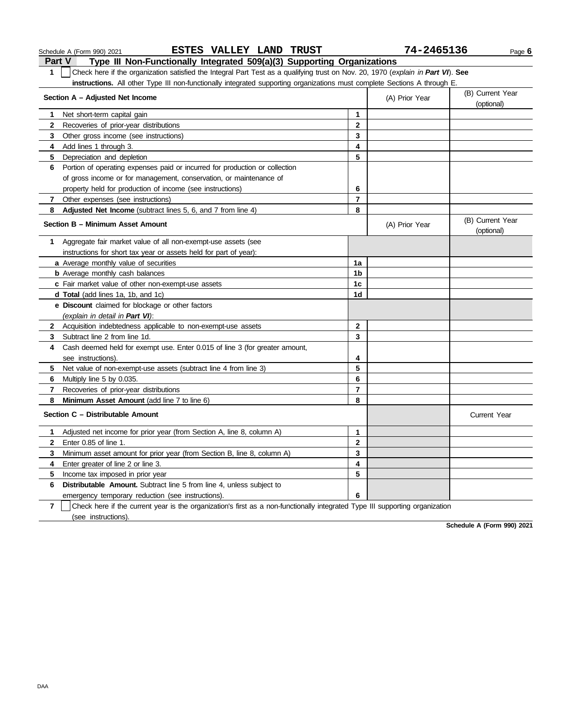Schedule A (Form 990) 2021 **ESTES VALLEY LAND TRUST** **74-2465136**

## Part V Type III Non-Functionally Integrated 509(a)(3) Supporting Organizations

**1** ☐ Check here if the organization satisfied the Integral Part Test as a qualifying trust on Nov. 20, 1970 (*explain in **Part VI***). **See instructions.** All other Type III non-functionally integrated supporting organizations must complete Sections A through E.

| **Section A – Adjusted Net Income** | | (A) Prior Year | (B) Current Year (optional) |
|---|---|---|---|
| **1** Net short-term capital gain | **1** | | |
| **2** Recoveries of prior-year distributions | **2** | | |
| **3** Other gross income (see instructions) | **3** | | |
| **4** Add lines 1 through 3. | **4** | | |
| **5** Depreciation and depletion | **5** | | |
| **6** Portion of operating expenses paid or incurred for production or collection of gross income or for management, conservation, or maintenance of property held for production of income (see instructions) | **6** | | |
| **7** Other expenses (see instructions) | **7** | | |
| **8** **Adjusted Net Income** (subtract lines 5, 6, and 7 from line 4) | **8** | | |

| **Section B – Minimum Asset Amount** | | (A) Prior Year | (B) Current Year (optional) |
|---|---|---|---|
| **1** Aggregate fair market value of all non-exempt-use assets (see instructions for short tax year or assets held for part of year): | | | |
| **a** Average monthly value of securities | **1a** | | |
| **b** Average monthly cash balances | **1b** | | |
| **c** Fair market value of other non-exempt-use assets | **1c** | | |
| **d** **Total** (add lines 1a, 1b, and 1c) | **1d** | | |
| **e** **Discount** claimed for blockage or other factors (*explain in detail in **Part VI***): | | | |
| **2** Acquisition indebtedness applicable to non-exempt-use assets | **2** | | |
| **3** Subtract line 2 from line 1d. | **3** | | |
| **4** Cash deemed held for exempt use. Enter 0.015 of line 3 (for greater amount, see instructions). | **4** | | |
| **5** Net value of non-exempt-use assets (subtract line 4 from line 3) | **5** | | |
| **6** Multiply line 5 by 0.035. | **6** | | |
| **7** Recoveries of prior-year distributions | **7** | | |
| **8** **Minimum Asset Amount** (add line 7 to line 6) | **8** | | |

| **Section C – Distributable Amount** | | | Current Year |
|---|---|---|---|
| **1** Adjusted net income for prior year (from Section A, line 8, column A) | **1** | | |
| **2** Enter 0.85 of line 1. | **2** | | |
| **3** Minimum asset amount for prior year (from Section B, line 8, column A) | **3** | | |
| **4** Enter greater of line 2 or line 3. | **4** | | |
| **5** Income tax imposed in prior year | **5** | | |
| **6** **Distributable Amount.** Subtract line 5 from line 4, unless subject to emergency temporary reduction (see instructions). | **6** | | |

**7** ☐ Check here if the current year is the organization's first as a non-functionally integrated Type III supporting organization (see instructions).

**Schedule A (Form 990) 2021**

DAA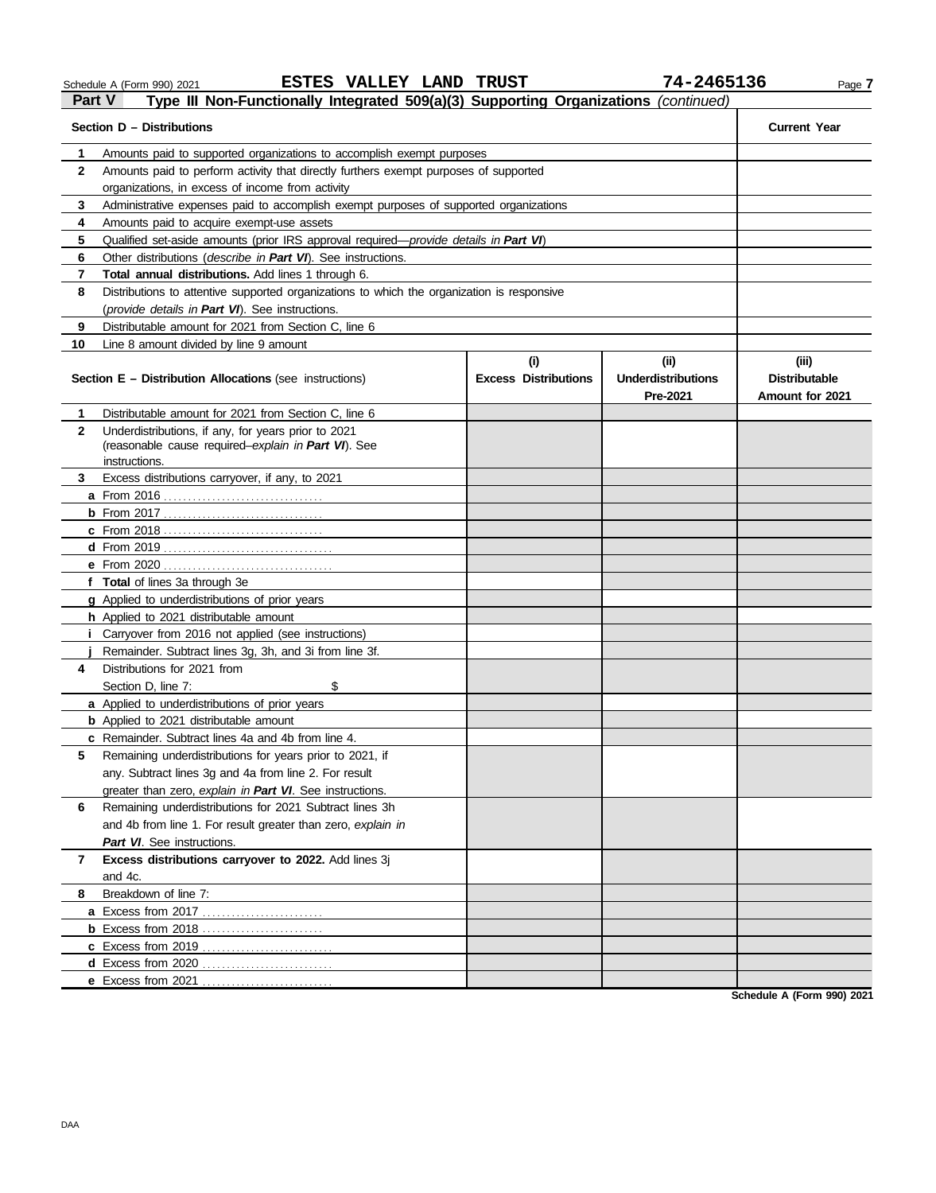Schedule A (Form 990) 2021 **ESTES VALLEY LAND TRUST** **74-2465136** Page **7**

## Part V Type III Non-Functionally Integrated 509(a)(3) Supporting Organizations *(continued)*

| | **Section D – Distributions** | **Current Year** |
|---|---|---|
| **1** | Amounts paid to supported organizations to accomplish exempt purposes | |
| **2** | Amounts paid to perform activity that directly furthers exempt purposes of supported organizations, in excess of income from activity | |
| **3** | Administrative expenses paid to accomplish exempt purposes of supported organizations | |
| **4** | Amounts paid to acquire exempt-use assets | |
| **5** | Qualified set-aside amounts (prior IRS approval required—*provide details in **Part VI***) | |
| **6** | Other distributions (*describe in **Part VI***). See instructions. | |
| **7** | **Total annual distributions.** Add lines 1 through 6. | |
| **8** | Distributions to attentive supported organizations to which the organization is responsive (*provide details in **Part VI***). See instructions. | |
| **9** | Distributable amount for 2021 from Section C, line 6 | |
| **10** | Line 8 amount divided by line 9 amount | |

| | **Section E – Distribution Allocations** (see instructions) | **(i)** **Excess Distributions** | **(ii)** **Underdistributions Pre-2021** | **(iii)** **Distributable Amount for 2021** |
|---|---|---|---|---|
| **1** | Distributable amount for 2021 from Section C, line 6 | | | |
| **2** | Underdistributions, if any, for years prior to 2021 (reasonable cause required–*explain in **Part VI***). See instructions. | | | |
| **3** | Excess distributions carryover, if any, to 2021 | | | |
| | **a** From 2016 | | | |
| | **b** From 2017 | | | |
| | **c** From 2018 | | | |
| | **d** From 2019 | | | |
| | **e** From 2020 | | | |
| | **f** **Total** of lines 3a through 3e | | | |
| | **g** Applied to underdistributions of prior years | | | |
| | **h** Applied to 2021 distributable amount | | | |
| | **i** Carryover from 2016 not applied (see instructions) | | | |
| | **j** Remainder. Subtract lines 3g, 3h, and 3i from line 3f. | | | |
| **4** | Distributions for 2021 from Section D, line 7: $ | | | |
| | **a** Applied to underdistributions of prior years | | | |
| | **b** Applied to 2021 distributable amount | | | |
| | **c** Remainder. Subtract lines 4a and 4b from line 4. | | | |
| **5** | Remaining underdistributions for years prior to 2021, if any. Subtract lines 3g and 4a from line 2. For result greater than zero, *explain in **Part VI***. See instructions. | | | |
| **6** | Remaining underdistributions for 2021 Subtract lines 3h and 4b from line 1. For result greater than zero, *explain in **Part VI***. See instructions. | | | |
| **7** | **Excess distributions carryover to 2022.** Add lines 3j and 4c. | | | |
| **8** | Breakdown of line 7: | | | |
| | **a** Excess from 2017 | | | |
| | **b** Excess from 2018 | | | |
| | **c** Excess from 2019 | | | |
| | **d** Excess from 2020 | | | |
| | **e** Excess from 2021 | | | |

**Schedule A (Form 990) 2021**

DAA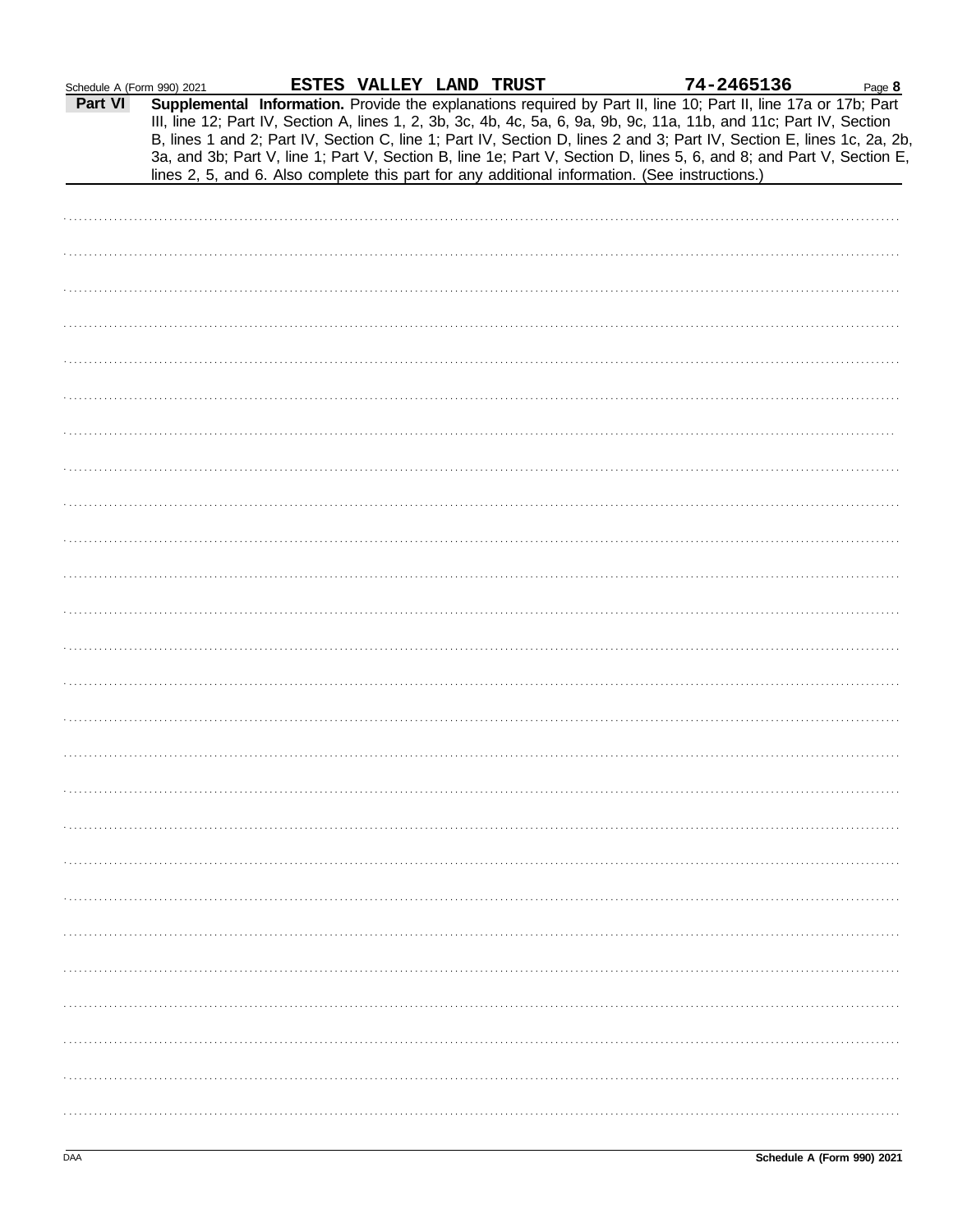Schedule A (Form 990) 2021 **ESTES VALLEY LAND TRUST** **74-2465136** Page **8**

**Part VI** **Supplemental Information.** Provide the explanations required by Part II, line 10; Part II, line 17a or 17b; Part III, line 12; Part IV, Section A, lines 1, 2, 3b, 3c, 4b, 4c, 5a, 6, 9a, 9b, 9c, 11a, 11b, and 11c; Part IV, Section B, lines 1 and 2; Part IV, Section C, line 1; Part IV, Section D, lines 2 and 3; Part IV, Section E, lines 1c, 2a, 2b, 3a, and 3b; Part V, line 1; Part V, Section B, line 1e; Part V, Section D, lines 5, 6, and 8; and Part V, Section E, lines 2, 5, and 6. Also complete this part for any additional information. (See instructions.)

DAA **Schedule A (Form 990) 2021**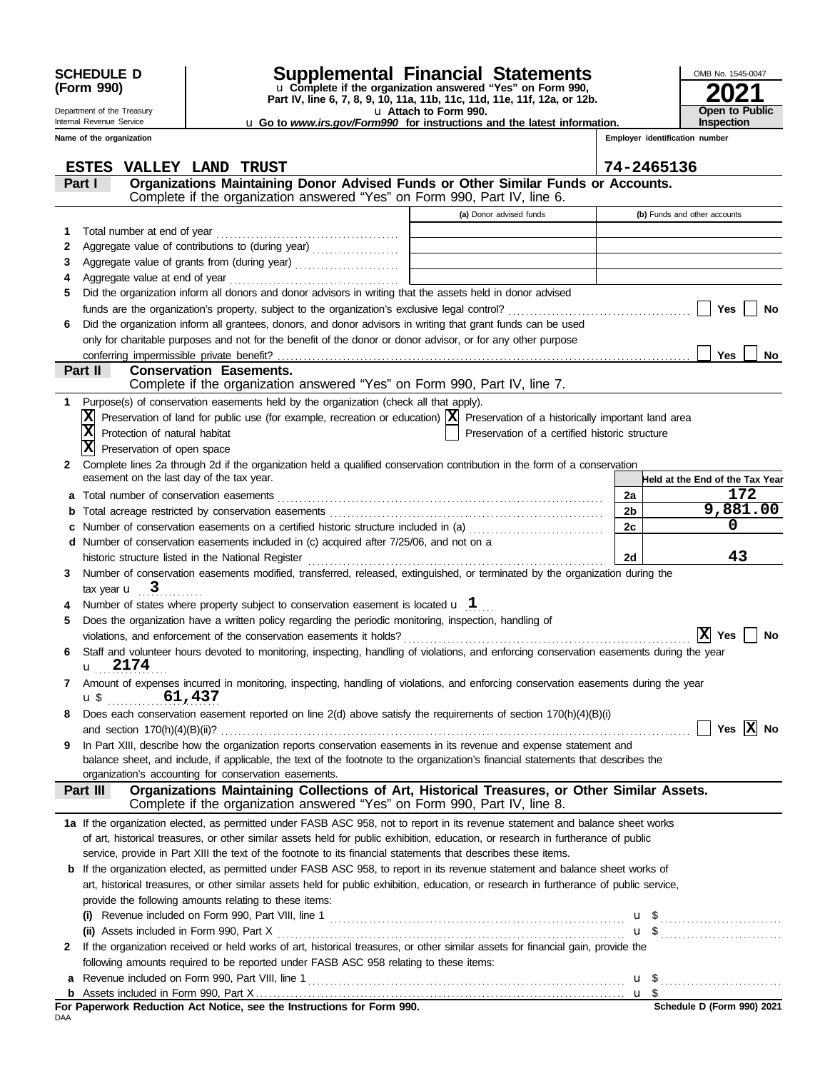**SCHEDULE D (Form 990)**

Department of the Treasury
Internal Revenue Service

# Supplemental Financial Statements

u Complete if the organization answered "Yes" on Form 990, Part IV, line 6, 7, 8, 9, 10, 11a, 11b, 11c, 11d, 11e, 11f, 12a, or 12b.
u Attach to Form 990.
u Go to *www.irs.gov/Form990* for instructions and the latest information.

OMB No. 1545-0047
**2021**
**Open to Public Inspection**

**Name of the organization:** ESTES VALLEY LAND TRUST
**Employer identification number:** 74-2465136

## Part I — Organizations Maintaining Donor Advised Funds or Other Similar Funds or Accounts.
Complete if the organization answered "Yes" on Form 990, Part IV, line 6.

| | | (a) Donor advised funds | (b) Funds and other accounts |
|---|---|---|---|
| 1 | Total number at end of year | | |
| 2 | Aggregate value of contributions to (during year) | | |
| 3 | Aggregate value of grants from (during year) | | |
| 4 | Aggregate value at end of year | | |

5 Did the organization inform all donors and donor advisors in writing that the assets held in donor advised funds are the organization's property, subject to the organization's exclusive legal control? ☐ Yes ☐ No

6 Did the organization inform all grantees, donors, and donor advisors in writing that grant funds can be used only for charitable purposes and not for the benefit of the donor or donor advisor, or for any other purpose conferring impermissible private benefit? ☐ Yes ☐ No

## Part II — Conservation Easements.
Complete if the organization answered "Yes" on Form 990, Part IV, line 7.

1 Purpose(s) of conservation easements held by the organization (check all that apply).

- [X] Preservation of land for public use (for example, recreation or education)
- [X] Preservation of a historically important land area
- [X] Protection of natural habitat
- [ ] Preservation of a certified historic structure
- [X] Preservation of open space

2 Complete lines 2a through 2d if the organization held a qualified conservation contribution in the form of a conservation easement on the last day of the tax year.

| | | | Held at the End of the Tax Year |
|---|---|---|---|
| a | Total number of conservation easements | 2a | 172 |
| b | Total acreage restricted by conservation easements | 2b | 9,881.00 |
| c | Number of conservation easements on a certified historic structure included in (a) | 2c | 0 |
| d | Number of conservation easements included in (c) acquired after 7/25/06, and not on a historic structure listed in the National Register | 2d | 43 |

3 Number of conservation easements modified, transferred, released, extinguished, or terminated by the organization during the tax year u 3

4 Number of states where property subject to conservation easement is located u 1

5 Does the organization have a written policy regarding the periodic monitoring, inspection, handling of violations, and enforcement of the conservation easements it holds? [X] Yes ☐ No

6 Staff and volunteer hours devoted to monitoring, inspecting, handling of violations, and enforcing conservation easements during the year
u 2174

7 Amount of expenses incurred in monitoring, inspecting, handling of violations, and enforcing conservation easements during the year
u $ 61,437

8 Does each conservation easement reported on line 2(d) above satisfy the requirements of section 170(h)(4)(B)(i) and section 170(h)(4)(B)(ii)? ☐ Yes [X] No

9 In Part XIII, describe how the organization reports conservation easements in its revenue and expense statement and balance sheet, and include, if applicable, the text of the footnote to the organization's financial statements that describes the organization's accounting for conservation easements.

## Part III — Organizations Maintaining Collections of Art, Historical Treasures, or Other Similar Assets.
Complete if the organization answered "Yes" on Form 990, Part IV, line 8.

1a If the organization elected, as permitted under FASB ASC 958, not to report in its revenue statement and balance sheet works of art, historical treasures, or other similar assets held for public exhibition, education, or research in furtherance of public service, provide in Part XIII the text of the footnote to its financial statements that describes these items.

b If the organization elected, as permitted under FASB ASC 958, to report in its revenue statement and balance sheet works of art, historical treasures, or other similar assets held for public exhibition, education, or research in furtherance of public service, provide the following amounts relating to these items:

(i) Revenue included on Form 990, Part VIII, line 1 u $

(ii) Assets included in Form 990, Part X u $

2 If the organization received or held works of art, historical treasures, or other similar assets for financial gain, provide the following amounts required to be reported under FASB ASC 958 relating to these items:

a Revenue included on Form 990, Part VIII, line 1 u $

b Assets included in Form 990, Part X u $

**For Paperwork Reduction Act Notice, see the Instructions for Form 990.**

DAA

Schedule D (Form 990) 2021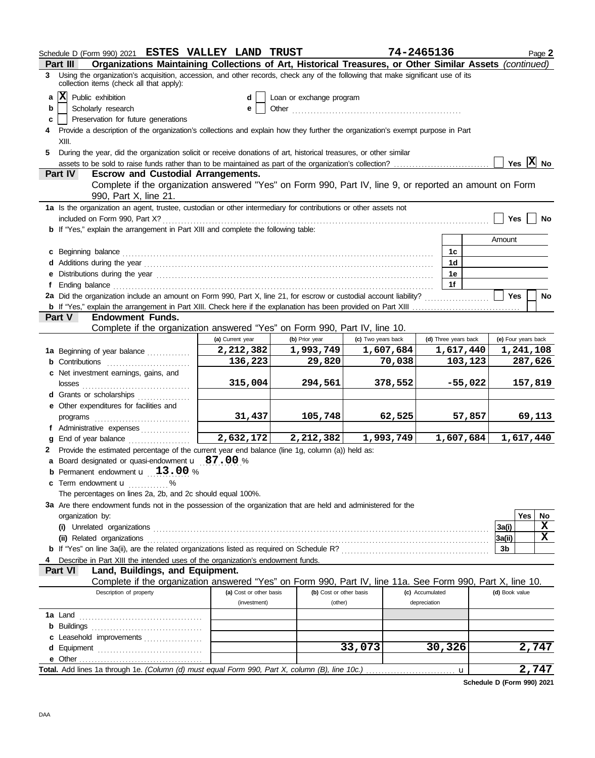Schedule D (Form 990) 2021 **ESTES VALLEY LAND TRUST** **74-2465136** Page **2**

**Part III** **Organizations Maintaining Collections of Art, Historical Treasures, or Other Similar Assets** *(continued)*

**3** Using the organization's acquisition, accession, and other records, check any of the following that make significant use of its collection items (check all that apply):

- **a** [X] Public exhibition
- **b** [ ] Scholarly research
- **c** [ ] Preservation for future generations
- **d** [ ] Loan or exchange program
- **e** [ ] Other

**4** Provide a description of the organization's collections and explain how they further the organization's exempt purpose in Part XIII.

**5** During the year, did the organization solicit or receive donations of art, historical treasures, or other similar assets to be sold to raise funds rather than to be maintained as part of the organization's collection? [ ] Yes [X] No

**Part IV** **Escrow and Custodial Arrangements.**

Complete if the organization answered "Yes" on Form 990, Part IV, line 9, or reported an amount on Form 990, Part X, line 21.

**1a** Is the organization an agent, trustee, custodian or other intermediary for contributions or other assets not included on Form 990, Part X? [ ] Yes [ ] No

**b** If "Yes," explain the arrangement in Part XIII and complete the following table:

| | | Amount |
|---|---|---|
| **c** Beginning balance | 1c | |
| **d** Additions during the year | 1d | |
| **e** Distributions during the year | 1e | |
| **f** Ending balance | 1f | |

**2a** Did the organization include an amount on Form 990, Part X, line 21, for escrow or custodial account liability? [ ] Yes [ ] No

**b** If "Yes," explain the arrangement in Part XIII. Check here if the explanation has been provided on Part XIII [ ]

**Part V** **Endowment Funds.**

Complete if the organization answered "Yes" on Form 990, Part IV, line 10.

| | (a) Current year | (b) Prior year | (c) Two years back | (d) Three years back | (e) Four years back |
|---|---|---|---|---|---|
| **1a** Beginning of year balance | 2,212,382 | 1,993,749 | 1,607,684 | 1,617,440 | 1,241,108 |
| **b** Contributions | 136,223 | 29,820 | 70,038 | 103,123 | 287,626 |
| **c** Net investment earnings, gains, and losses | 315,004 | 294,561 | 378,552 | -55,022 | 157,819 |
| **d** Grants or scholarships | | | | | |
| **e** Other expenditures for facilities and programs | 31,437 | 105,748 | 62,525 | 57,857 | 69,113 |
| **f** Administrative expenses | | | | | |
| **g** End of year balance | 2,632,172 | 2,212,382 | 1,993,749 | 1,607,684 | 1,617,440 |

**2** Provide the estimated percentage of the current year end balance (line 1g, column (a)) held as:

- **a** Board designated or quasi-endowment **87.00** %
- **b** Permanent endowment **13.00** %
- **c** Term endowment %

The percentages on lines 2a, 2b, and 2c should equal 100%.

**3a** Are there endowment funds not in the possession of the organization that are held and administered for the organization by:

| | | Yes | No |
|---|---|---|---|
| **(i)** Unrelated organizations | 3a(i) | | X |
| **(ii)** Related organizations | 3a(ii) | | X |
| **b** If "Yes" on line 3a(ii), are the related organizations listed as required on Schedule R? | 3b | | |

**4** Describe in Part XIII the intended uses of the organization's endowment funds.

**Part VI** **Land, Buildings, and Equipment.**

Complete if the organization answered "Yes" on Form 990, Part IV, line 11a. See Form 990, Part X, line 10.

| Description of property | (a) Cost or other basis (investment) | (b) Cost or other basis (other) | (c) Accumulated depreciation | (d) Book value |
|---|---|---|---|---|
| **1a** Land | | | | |
| **b** Buildings | | | | |
| **c** Leasehold improvements | | | | |
| **d** Equipment | | 33,073 | 30,326 | 2,747 |
| **e** Other | | | | |
| **Total.** Add lines 1a through 1e. *(Column (d) must equal Form 990, Part X, column (B), line 10c.)* | | | | 2,747 |

**Schedule D (Form 990) 2021**

DAA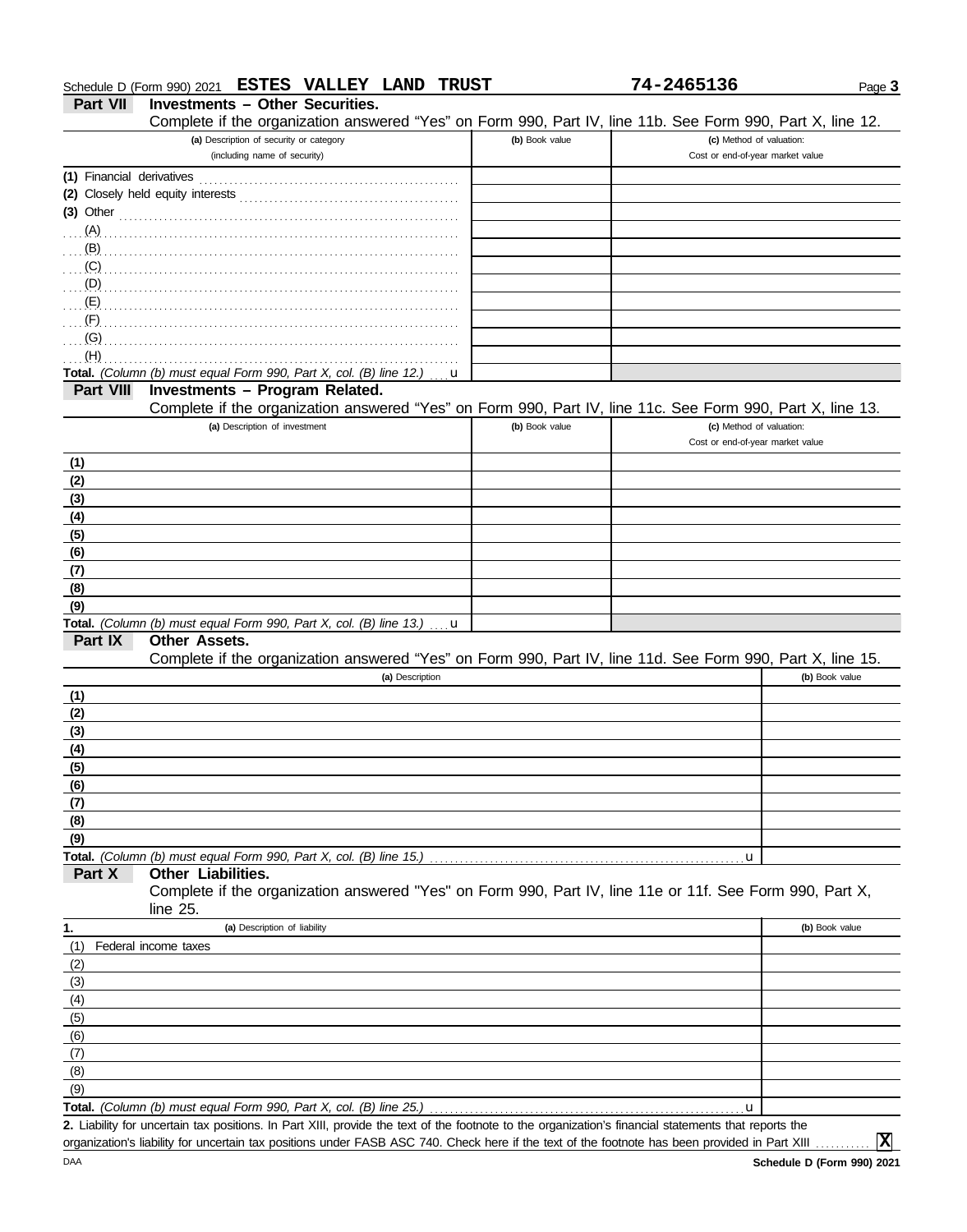Schedule D (Form 990) 2021 **ESTES VALLEY LAND TRUST** **74-2465136**

## Part VII Investments – Other Securities.

Complete if the organization answered "Yes" on Form 990, Part IV, line 11b. See Form 990, Part X, line 12.

| (a) Description of security or category (including name of security) | (b) Book value | (c) Method of valuation: Cost or end-of-year market value |
|---|---|---|
| (1) Financial derivatives | | |
| (2) Closely held equity interests | | |
| (3) Other | | |
| (A) | | |
| (B) | | |
| (C) | | |
| (D) | | |
| (E) | | |
| (F) | | |
| (G) | | |
| (H) | | |
| **Total.** *(Column (b) must equal Form 990, Part X, col. (B) line 12.)* u | | |

## Part VIII Investments – Program Related.

Complete if the organization answered "Yes" on Form 990, Part IV, line 11c. See Form 990, Part X, line 13.

| (a) Description of investment | (b) Book value | (c) Method of valuation: Cost or end-of-year market value |
|---|---|---|
| (1) | | |
| (2) | | |
| (3) | | |
| (4) | | |
| (5) | | |
| (6) | | |
| (7) | | |
| (8) | | |
| (9) | | |
| **Total.** *(Column (b) must equal Form 990, Part X, col. (B) line 13.)* u | | |

## Part IX Other Assets.

Complete if the organization answered "Yes" on Form 990, Part IV, line 11d. See Form 990, Part X, line 15.

| (a) Description | (b) Book value |
|---|---|
| (1) | |
| (2) | |
| (3) | |
| (4) | |
| (5) | |
| (6) | |
| (7) | |
| (8) | |
| (9) | |
| **Total.** *(Column (b) must equal Form 990, Part X, col. (B) line 15.)* u | |

## Part X Other Liabilities.

Complete if the organization answered "Yes" on Form 990, Part IV, line 11e or 11f. See Form 990, Part X, line 25.

| 1. (a) Description of liability | (b) Book value |
|---|---|
| (1) Federal income taxes | |
| (2) | |
| (3) | |
| (4) | |
| (5) | |
| (6) | |
| (7) | |
| (8) | |
| (9) | |
| **Total.** *(Column (b) must equal Form 990, Part X, col. (B) line 25.)* u | |

**2.** Liability for uncertain tax positions. In Part XIII, provide the text of the footnote to the organization's financial statements that reports the organization's liability for uncertain tax positions under FASB ASC 740. Check here if the text of the footnote has been provided in Part XIII .......... **X**

DAA **Schedule D (Form 990) 2021**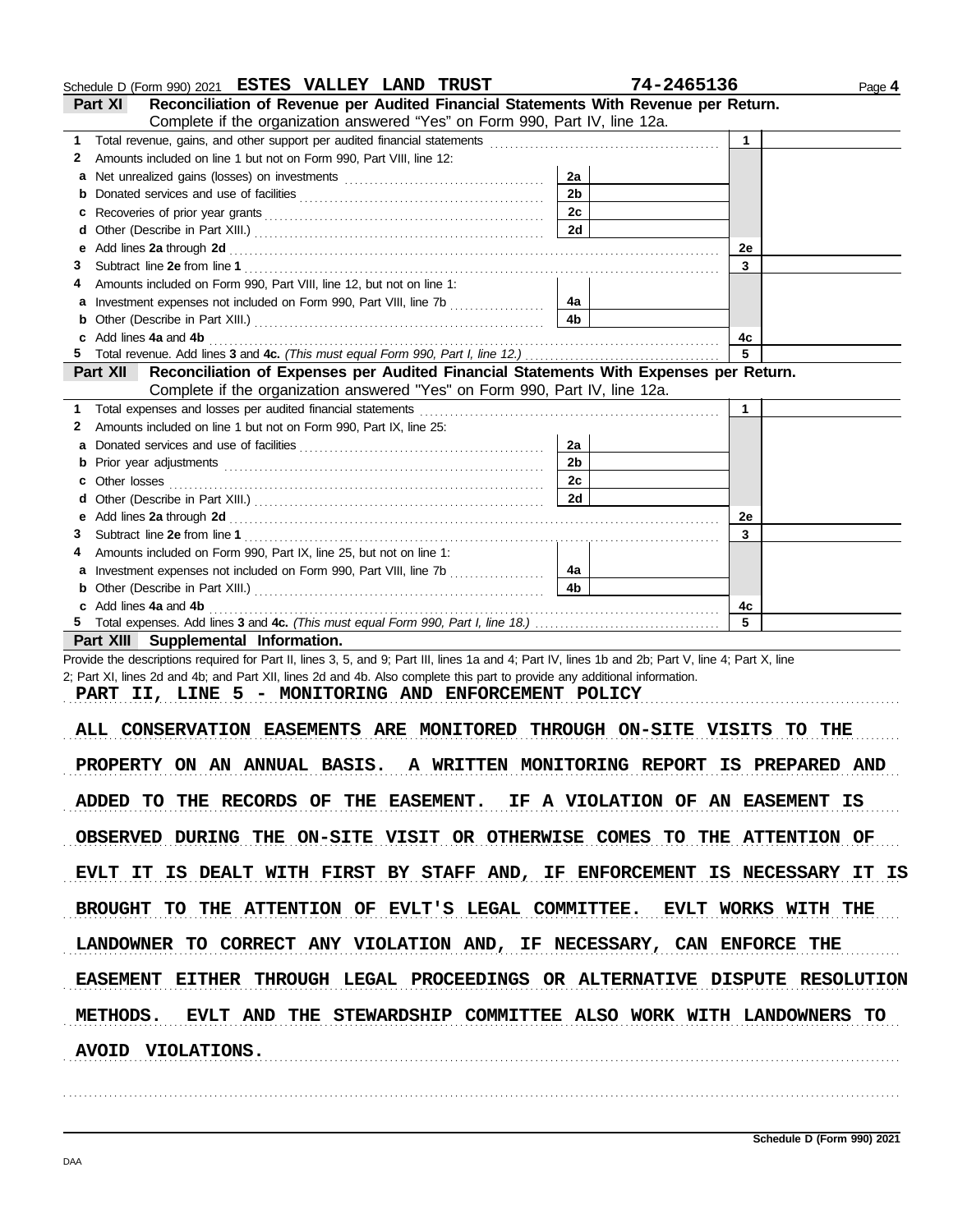Schedule D (Form 990) 2021 **ESTES VALLEY LAND TRUST** **74-2465136** Page **4**

## Part XI Reconciliation of Revenue per Audited Financial Statements With Revenue per Return.

Complete if the organization answered "Yes" on Form 990, Part IV, line 12a.

| | | | | | |
|---|---|---|---|---|---|
| **1** | Total revenue, gains, and other support per audited financial statements | | | 1 | |
| **2** | Amounts included on line 1 but not on Form 990, Part VIII, line 12: | | | | |
| **a** | Net unrealized gains (losses) on investments | 2a | | | |
| **b** | Donated services and use of facilities | 2b | | | |
| **c** | Recoveries of prior year grants | 2c | | | |
| **d** | Other (Describe in Part XIII.) | 2d | | | |
| **e** | Add lines **2a** through **2d** | | | 2e | |
| **3** | Subtract line **2e** from line **1** | | | 3 | |
| **4** | Amounts included on Form 990, Part VIII, line 12, but not on line 1: | | | | |
| **a** | Investment expenses not included on Form 990, Part VIII, line 7b | 4a | | | |
| **b** | Other (Describe in Part XIII.) | 4b | | | |
| **c** | Add lines **4a** and **4b** | | | 4c | |
| **5** | Total revenue. Add lines **3** and **4c.** *(This must equal Form 990, Part I, line 12.)* | | | 5 | |

## Part XII Reconciliation of Expenses per Audited Financial Statements With Expenses per Return.

Complete if the organization answered "Yes" on Form 990, Part IV, line 12a.

| | | | | | |
|---|---|---|---|---|---|
| **1** | Total expenses and losses per audited financial statements | | | 1 | |
| **2** | Amounts included on line 1 but not on Form 990, Part IX, line 25: | | | | |
| **a** | Donated services and use of facilities | 2a | | | |
| **b** | Prior year adjustments | 2b | | | |
| **c** | Other losses | 2c | | | |
| **d** | Other (Describe in Part XIII.) | 2d | | | |
| **e** | Add lines **2a** through **2d** | | | 2e | |
| **3** | Subtract line **2e** from line **1** | | | 3 | |
| **4** | Amounts included on Form 990, Part IX, line 25, but not on line 1: | | | | |
| **a** | Investment expenses not included on Form 990, Part VIII, line 7b | 4a | | | |
| **b** | Other (Describe in Part XIII.) | 4b | | | |
| **c** | Add lines **4a** and **4b** | | | 4c | |
| **5** | Total expenses. Add lines **3** and **4c.** *(This must equal Form 990, Part I, line 18.)* | | | 5 | |

## Part XIII Supplemental Information.

Provide the descriptions required for Part II, lines 3, 5, and 9; Part III, lines 1a and 4; Part IV, lines 1b and 2b; Part V, line 4; Part X, line 2; Part XI, lines 2d and 4b; and Part XII, lines 2d and 4b. Also complete this part to provide any additional information.

**PART II, LINE 5 - MONITORING AND ENFORCEMENT POLICY**

ALL CONSERVATION EASEMENTS ARE MONITORED THROUGH ON-SITE VISITS TO THE PROPERTY ON AN ANNUAL BASIS. A WRITTEN MONITORING REPORT IS PREPARED AND ADDED TO THE RECORDS OF THE EASEMENT. IF A VIOLATION OF AN EASEMENT IS OBSERVED DURING THE ON-SITE VISIT OR OTHERWISE COMES TO THE ATTENTION OF EVLT IT IS DEALT WITH FIRST BY STAFF AND, IF ENFORCEMENT IS NECESSARY IT IS BROUGHT TO THE ATTENTION OF EVLT'S LEGAL COMMITTEE. EVLT WORKS WITH THE LANDOWNER TO CORRECT ANY VIOLATION AND, IF NECESSARY, CAN ENFORCE THE EASEMENT EITHER THROUGH LEGAL PROCEEDINGS OR ALTERNATIVE DISPUTE RESOLUTION METHODS. EVLT AND THE STEWARDSHIP COMMITTEE ALSO WORK WITH LANDOWNERS TO AVOID VIOLATIONS.

**Schedule D (Form 990) 2021**

DAA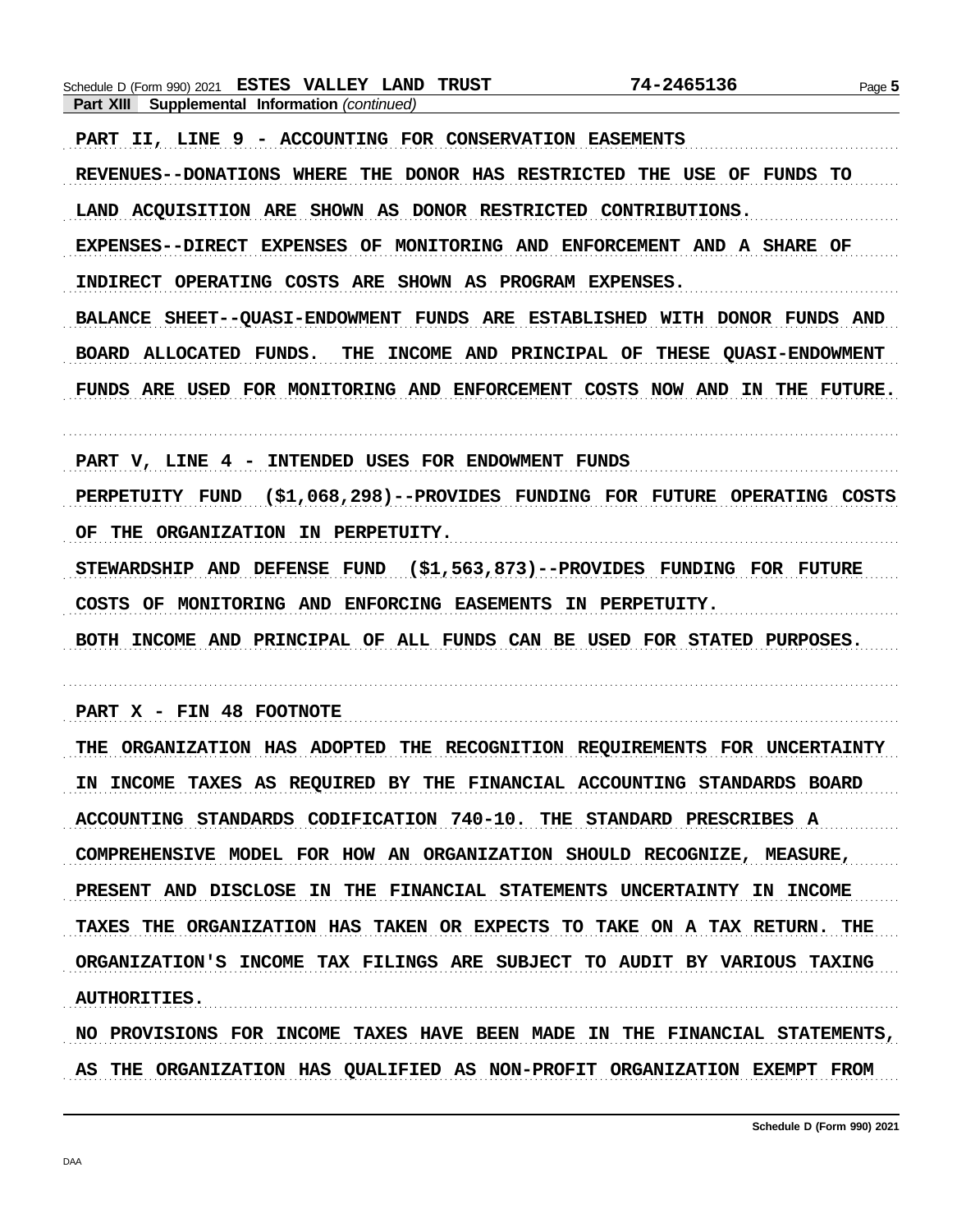**Part XIII Supplemental Information** *(continued)*

PART II, LINE 9 - ACCOUNTING FOR CONSERVATION EASEMENTS

REVENUES--DONATIONS WHERE THE DONOR HAS RESTRICTED THE USE OF FUNDS TO LAND ACQUISITION ARE SHOWN AS DONOR RESTRICTED CONTRIBUTIONS.

EXPENSES--DIRECT EXPENSES OF MONITORING AND ENFORCEMENT AND A SHARE OF INDIRECT OPERATING COSTS ARE SHOWN AS PROGRAM EXPENSES.

BALANCE SHEET--QUASI-ENDOWMENT FUNDS ARE ESTABLISHED WITH DONOR FUNDS AND BOARD ALLOCATED FUNDS. THE INCOME AND PRINCIPAL OF THESE QUASI-ENDOWMENT FUNDS ARE USED FOR MONITORING AND ENFORCEMENT COSTS NOW AND IN THE FUTURE.

PART V, LINE 4 - INTENDED USES FOR ENDOWMENT FUNDS

PERPETUITY FUND ($1,068,298)--PROVIDES FUNDING FOR FUTURE OPERATING COSTS OF THE ORGANIZATION IN PERPETUITY.

STEWARDSHIP AND DEFENSE FUND ($1,563,873)--PROVIDES FUNDING FOR FUTURE COSTS OF MONITORING AND ENFORCING EASEMENTS IN PERPETUITY.

BOTH INCOME AND PRINCIPAL OF ALL FUNDS CAN BE USED FOR STATED PURPOSES.

PART X - FIN 48 FOOTNOTE

THE ORGANIZATION HAS ADOPTED THE RECOGNITION REQUIREMENTS FOR UNCERTAINTY IN INCOME TAXES AS REQUIRED BY THE FINANCIAL ACCOUNTING STANDARDS BOARD ACCOUNTING STANDARDS CODIFICATION 740-10. THE STANDARD PRESCRIBES A COMPREHENSIVE MODEL FOR HOW AN ORGANIZATION SHOULD RECOGNIZE, MEASURE, PRESENT AND DISCLOSE IN THE FINANCIAL STATEMENTS UNCERTAINTY IN INCOME TAXES THE ORGANIZATION HAS TAKEN OR EXPECTS TO TAKE ON A TAX RETURN. THE ORGANIZATION'S INCOME TAX FILINGS ARE SUBJECT TO AUDIT BY VARIOUS TAXING AUTHORITIES.

NO PROVISIONS FOR INCOME TAXES HAVE BEEN MADE IN THE FINANCIAL STATEMENTS, AS THE ORGANIZATION HAS QUALIFIED AS NON-PROFIT ORGANIZATION EXEMPT FROM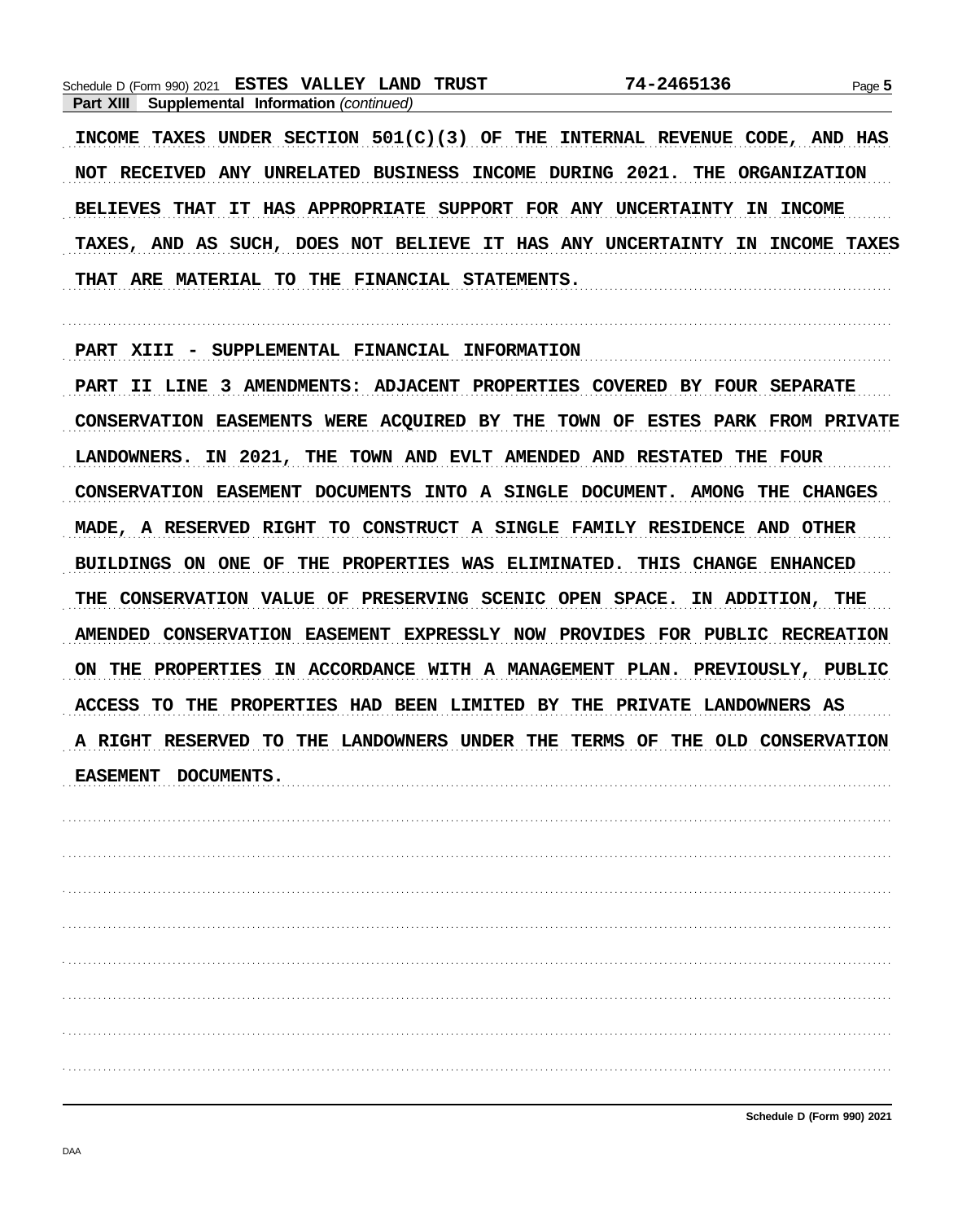Schedule D (Form 990) 2021 ESTES VALLEY LAND TRUST 74-2465136

**Part XIII Supplemental Information** *(continued)*

INCOME TAXES UNDER SECTION 501(C)(3) OF THE INTERNAL REVENUE CODE, AND HAS NOT RECEIVED ANY UNRELATED BUSINESS INCOME DURING 2021. THE ORGANIZATION BELIEVES THAT IT HAS APPROPRIATE SUPPORT FOR ANY UNCERTAINTY IN INCOME TAXES, AND AS SUCH, DOES NOT BELIEVE IT HAS ANY UNCERTAINTY IN INCOME TAXES THAT ARE MATERIAL TO THE FINANCIAL STATEMENTS.

PART XIII - SUPPLEMENTAL FINANCIAL INFORMATION

PART II LINE 3 AMENDMENTS: ADJACENT PROPERTIES COVERED BY FOUR SEPARATE CONSERVATION EASEMENTS WERE ACQUIRED BY THE TOWN OF ESTES PARK FROM PRIVATE LANDOWNERS. IN 2021, THE TOWN AND EVLT AMENDED AND RESTATED THE FOUR CONSERVATION EASEMENT DOCUMENTS INTO A SINGLE DOCUMENT. AMONG THE CHANGES MADE, A RESERVED RIGHT TO CONSTRUCT A SINGLE FAMILY RESIDENCE AND OTHER BUILDINGS ON ONE OF THE PROPERTIES WAS ELIMINATED. THIS CHANGE ENHANCED THE CONSERVATION VALUE OF PRESERVING SCENIC OPEN SPACE. IN ADDITION, THE AMENDED CONSERVATION EASEMENT EXPRESSLY NOW PROVIDES FOR PUBLIC RECREATION ON THE PROPERTIES IN ACCORDANCE WITH A MANAGEMENT PLAN. PREVIOUSLY, PUBLIC ACCESS TO THE PROPERTIES HAD BEEN LIMITED BY THE PRIVATE LANDOWNERS AS A RIGHT RESERVED TO THE LANDOWNERS UNDER THE TERMS OF THE OLD CONSERVATION EASEMENT DOCUMENTS.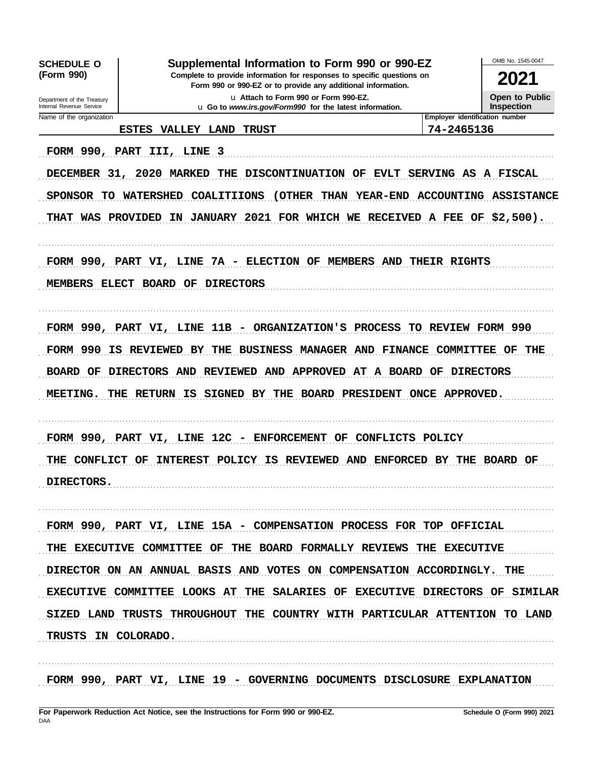**SCHEDULE O (Form 990)**

Department of the Treasury
Internal Revenue Service

# Supplemental Information to Form 990 or 990-EZ

**Complete to provide information for responses to specific questions on Form 990 or 990-EZ or to provide any additional information.**

u Attach to Form 990 or Form 990-EZ.

u Go to *www.irs.gov/Form990* for the latest information.

OMB No. 1545-0047

**2021**

**Open to Public Inspection**

Name of the organization: ESTES VALLEY LAND TRUST

Employer identification number: 74-2465136

FORM 990, PART III, LINE 3

DECEMBER 31, 2020 MARKED THE DISCONTINUATION OF EVLT SERVING AS A FISCAL SPONSOR TO WATERSHED COALITIIONS (OTHER THAN YEAR-END ACCOUNTING ASSISTANCE THAT WAS PROVIDED IN JANUARY 2021 FOR WHICH WE RECEIVED A FEE OF $2,500).

FORM 990, PART VI, LINE 7A - ELECTION OF MEMBERS AND THEIR RIGHTS

MEMBERS ELECT BOARD OF DIRECTORS

FORM 990, PART VI, LINE 11B - ORGANIZATION'S PROCESS TO REVIEW FORM 990

FORM 990 IS REVIEWED BY THE BUSINESS MANAGER AND FINANCE COMMITTEE OF THE BOARD OF DIRECTORS AND REVIEWED AND APPROVED AT A BOARD OF DIRECTORS MEETING. THE RETURN IS SIGNED BY THE BOARD PRESIDENT ONCE APPROVED.

FORM 990, PART VI, LINE 12C - ENFORCEMENT OF CONFLICTS POLICY

THE CONFLICT OF INTEREST POLICY IS REVIEWED AND ENFORCED BY THE BOARD OF DIRECTORS.

FORM 990, PART VI, LINE 15A - COMPENSATION PROCESS FOR TOP OFFICIAL

THE EXECUTIVE COMMITTEE OF THE BOARD FORMALLY REVIEWS THE EXECUTIVE DIRECTOR ON AN ANNUAL BASIS AND VOTES ON COMPENSATION ACCORDINGLY. THE EXECUTIVE COMMITTEE LOOKS AT THE SALARIES OF EXECUTIVE DIRECTORS OF SIMILAR SIZED LAND TRUSTS THROUGHOUT THE COUNTRY WITH PARTICULAR ATTENTION TO LAND TRUSTS IN COLORADO.

FORM 990, PART VI, LINE 19 - GOVERNING DOCUMENTS DISCLOSURE EXPLANATION

**For Paperwork Reduction Act Notice, see the Instructions for Form 990 or 990-EZ.**

DAA

**Schedule O (Form 990) 2021**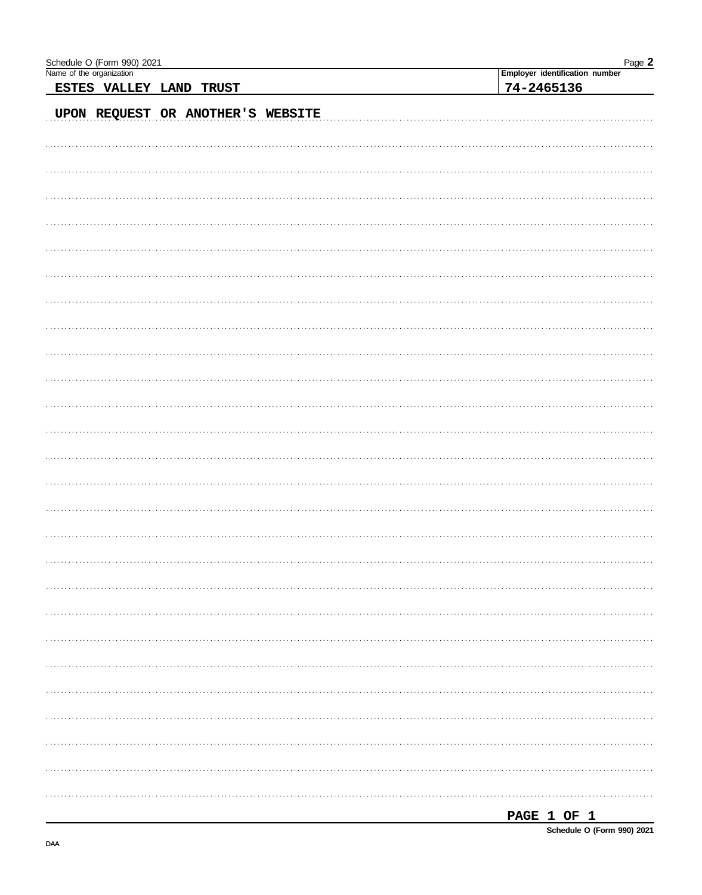Name of the organization: **ESTES VALLEY LAND TRUST**

Employer identification number: **74-2465136**

UPON REQUEST OR ANOTHER'S WEBSITE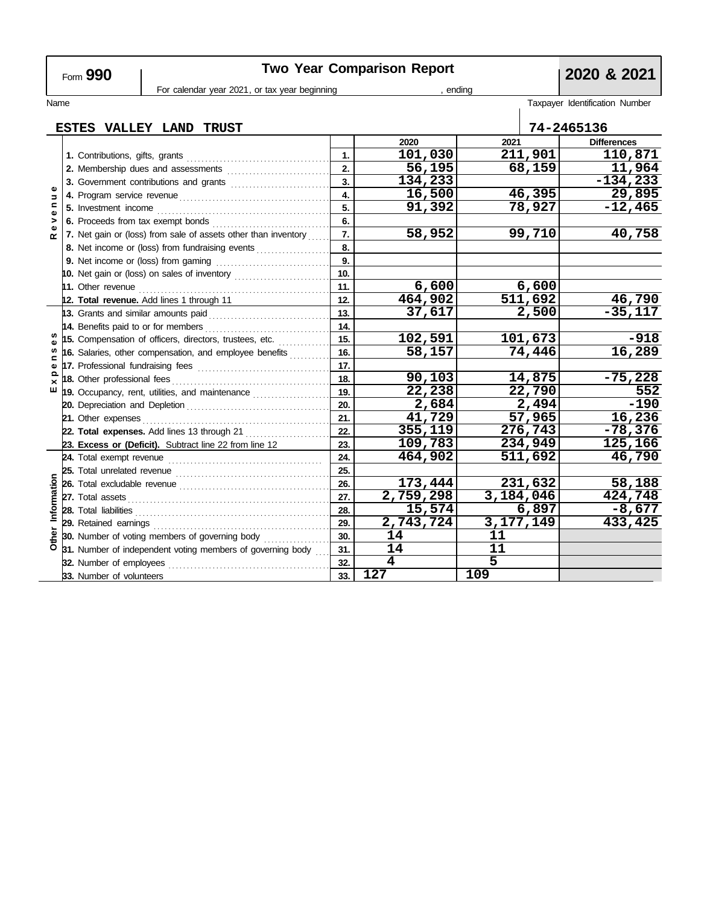Form **990**

# Two Year Comparison Report

**2020 & 2021**

For calendar year 2021, or tax year beginning , ending

| Name | Taxpayer Identification Number |
|---|---|
| ESTES VALLEY LAND TRUST | 74-2465136 |

| Section | Item | Line | 2020 | 2021 | Differences |
|---|---|---|---|---|---|
| Revenue | 1. Contributions, gifts, grants | 1. | 101,030 | 211,901 | 110,871 |
| | 2. Membership dues and assessments | 2. | 56,195 | 68,159 | 11,964 |
| | 3. Government contributions and grants | 3. | 134,233 | | -134,233 |
| | 4. Program service revenue | 4. | 16,500 | 46,395 | 29,895 |
| | 5. Investment income | 5. | 91,392 | 78,927 | -12,465 |
| | 6. Proceeds from tax exempt bonds | 6. | | | |
| | 7. Net gain or (loss) from sale of assets other than inventory | 7. | 58,952 | 99,710 | 40,758 |
| | 8. Net income or (loss) from fundraising events | 8. | | | |
| | 9. Net income or (loss) from gaming | 9. | | | |
| | 10. Net gain or (loss) on sales of inventory | 10. | | | |
| | 11. Other revenue | 11. | 6,600 | 6,600 | |
| | 12. **Total revenue.** Add lines 1 through 11 | 12. | 464,902 | 511,692 | 46,790 |
| Expenses | 13. Grants and similar amounts paid | 13. | 37,617 | 2,500 | -35,117 |
| | 14. Benefits paid to or for members | 14. | | | |
| | 15. Compensation of officers, directors, trustees, etc. | 15. | 102,591 | 101,673 | -918 |
| | 16. Salaries, other compensation, and employee benefits | 16. | 58,157 | 74,446 | 16,289 |
| | 17. Professional fundraising fees | 17. | | | |
| | 18. Other professional fees | 18. | 90,103 | 14,875 | -75,228 |
| | 19. Occupancy, rent, utilities, and maintenance | 19. | 22,238 | 22,790 | 552 |
| | 20. Depreciation and Depletion | 20. | 2,684 | 2,494 | -190 |
| | 21. Other expenses | 21. | 41,729 | 57,965 | 16,236 |
| | 22. **Total expenses.** Add lines 13 through 21 | 22. | 355,119 | 276,743 | -78,376 |
| | 23. **Excess or (Deficit).** Subtract line 22 from line 12 | 23. | 109,783 | 234,949 | 125,166 |
| Other Information | 24. Total exempt revenue | 24. | 464,902 | 511,692 | 46,790 |
| | 25. Total unrelated revenue | 25. | | | |
| | 26. Total excludable revenue | 26. | 173,444 | 231,632 | 58,188 |
| | 27. Total assets | 27. | 2,759,298 | 3,184,046 | 424,748 |
| | 28. Total liabilities | 28. | 15,574 | 6,897 | -8,677 |
| | 29. Retained earnings | 29. | 2,743,724 | 3,177,149 | 433,425 |
| | 30. Number of voting members of governing body | 30. | 14 | 11 | |
| | 31. Number of independent voting members of governing body | 31. | 14 | 11 | |
| | 32. Number of employees | 32. | 4 | 5 | |
| | 33. Number of volunteers | 33. | 127 | 109 | |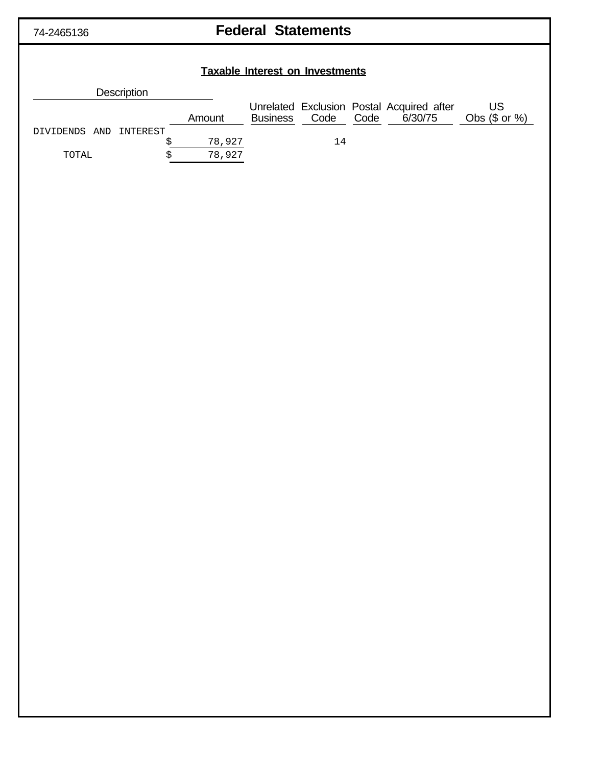74-2465136

# Federal Statements

## Taxable Interest on Investments

| Description | Amount | Unrelated Business | Exclusion Code | Postal Code | Acquired after 6/30/75 | US Obs ($ or %) |
|---|---|---|---|---|---|---|
| DIVIDENDS AND INTEREST | $ 78,927 | | 14 | | | |
| TOTAL | $ 78,927 | | | | | |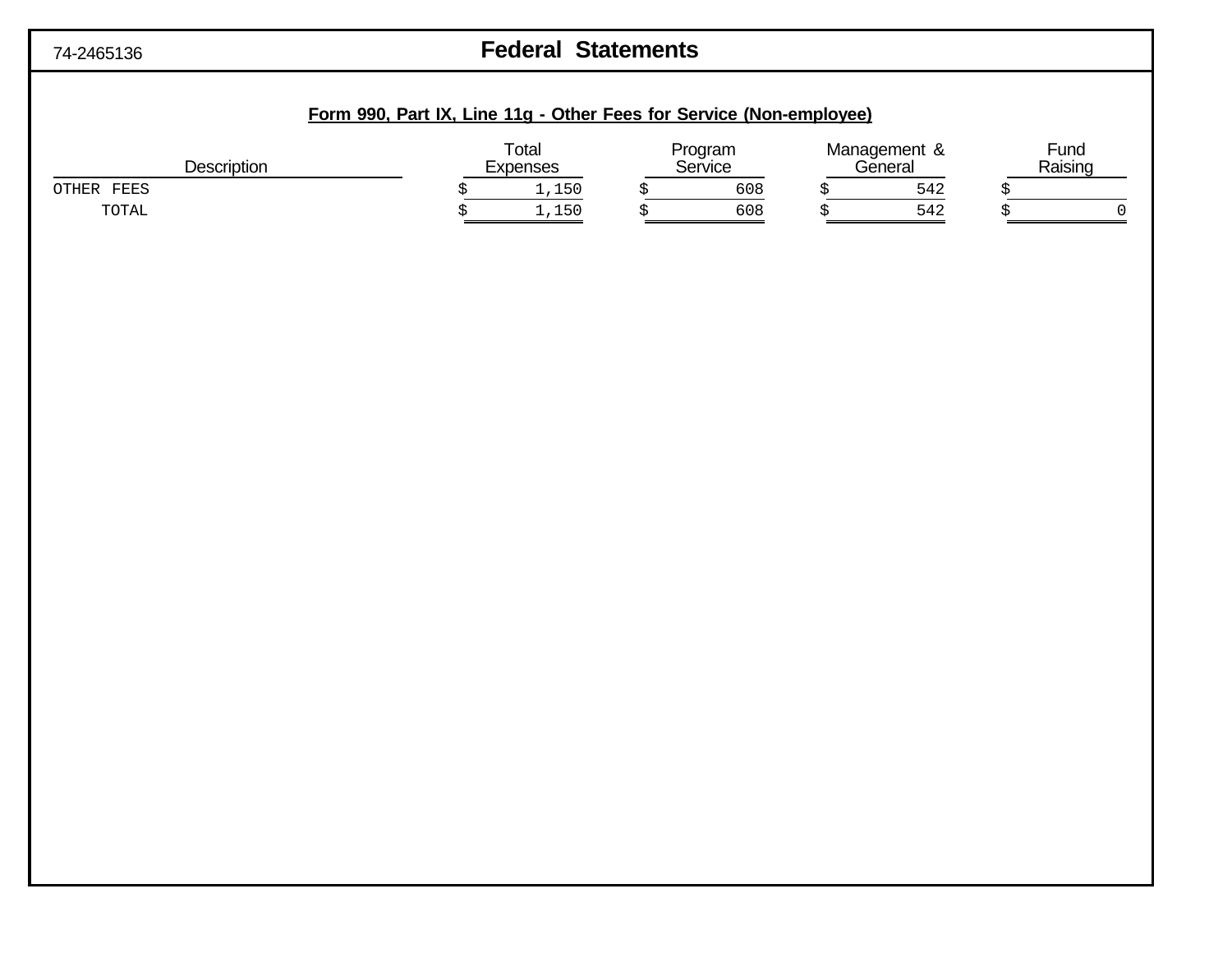74-2465136

# Federal Statements

## Form 990, Part IX, Line 11g - Other Fees for Service (Non-employee)

| Description | Total Expenses | Program Service | Management & General | Fund Raising |
|---|---|---|---|---|
| OTHER FEES | $ 1,150 | $ 608 | $ 542 | $ |
| TOTAL | $ 1,150 | $ 608 | $ 542 | $ 0 |